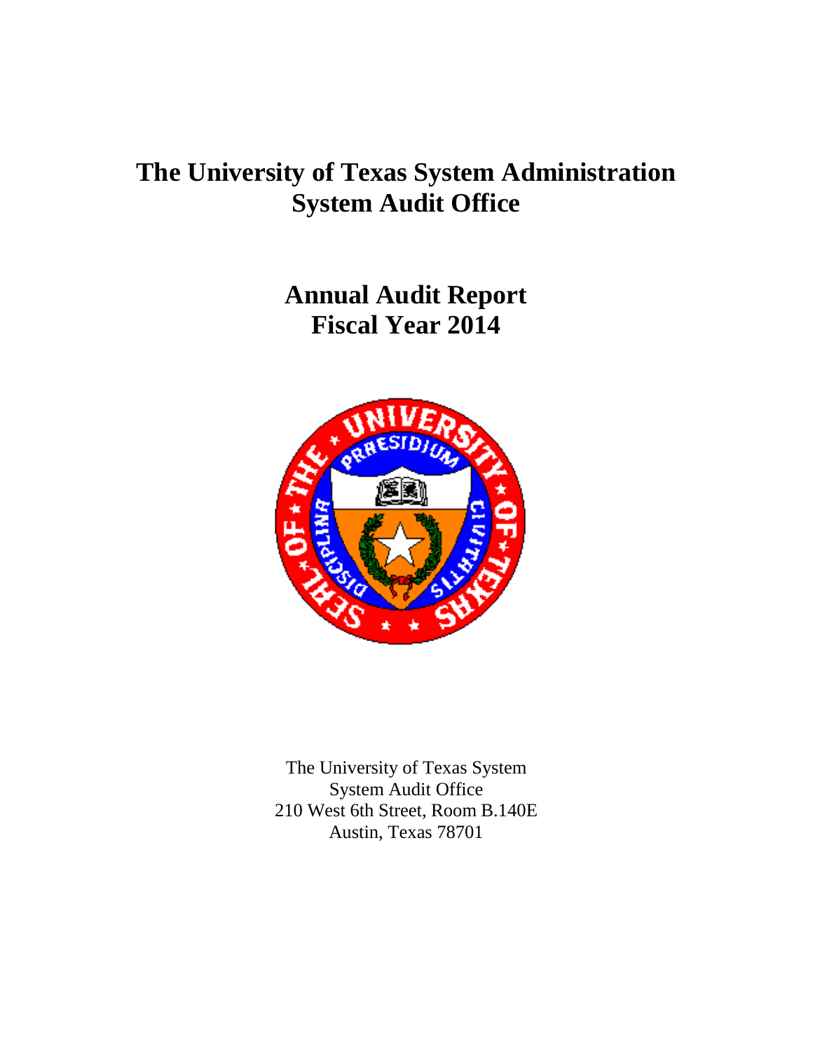# The University of Texas System Administration
# System Audit Office

## Annual Audit Report
## Fiscal Year 2014

The University of Texas System
System Audit Office
210 West 6th Street, Room B.140E
Austin, Texas 78701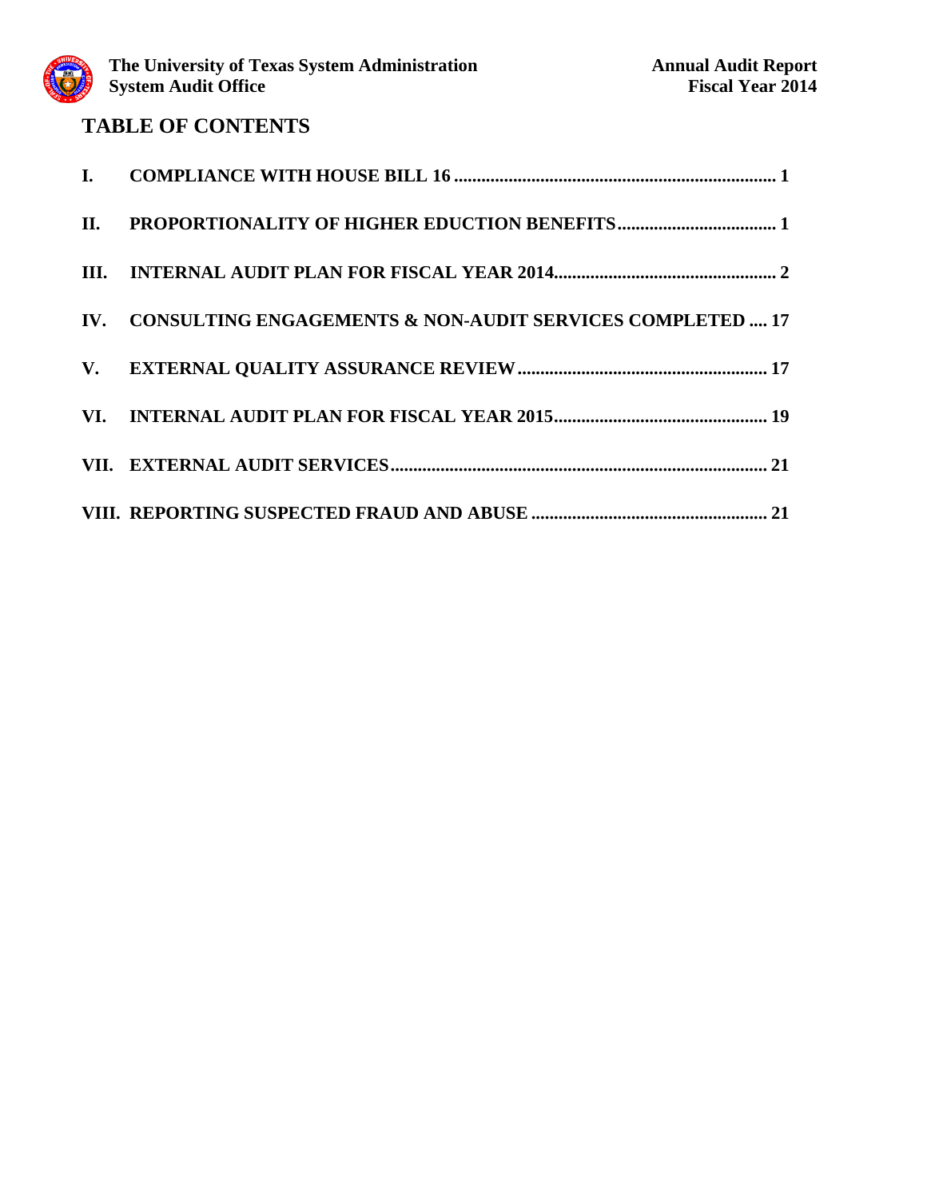# TABLE OF CONTENTS

I. COMPLIANCE WITH HOUSE BILL 16 ........................................................................ 1

II. PROPORTIONALITY OF HIGHER EDUCTION BENEFITS .................................. 1

III. INTERNAL AUDIT PLAN FOR FISCAL YEAR 2014 .................................................. 2

IV. CONSULTING ENGAGEMENTS & NON-AUDIT SERVICES COMPLETED .... 17

V. EXTERNAL QUALITY ASSURANCE REVIEW ...................................................... 17

VI. INTERNAL AUDIT PLAN FOR FISCAL YEAR 2015 ............................................. 19

VII. EXTERNAL AUDIT SERVICES ................................................................................... 21

VIII. REPORTING SUSPECTED FRAUD AND ABUSE .................................................... 21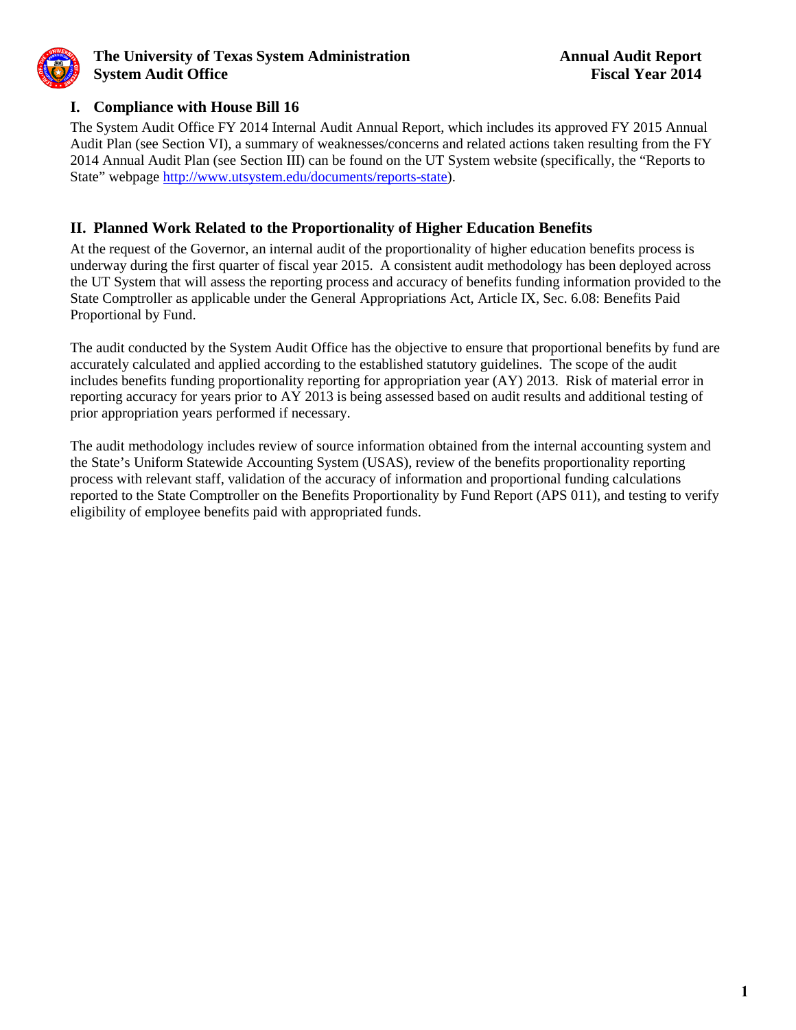## I. Compliance with House Bill 16

The System Audit Office FY 2014 Internal Audit Annual Report, which includes its approved FY 2015 Annual Audit Plan (see Section VI), a summary of weaknesses/concerns and related actions taken resulting from the FY 2014 Annual Audit Plan (see Section III) can be found on the UT System website (specifically, the "Reports to State" webpage http://www.utsystem.edu/documents/reports-state).

## II. Planned Work Related to the Proportionality of Higher Education Benefits

At the request of the Governor, an internal audit of the proportionality of higher education benefits process is underway during the first quarter of fiscal year 2015. A consistent audit methodology has been deployed across the UT System that will assess the reporting process and accuracy of benefits funding information provided to the State Comptroller as applicable under the General Appropriations Act, Article IX, Sec. 6.08: Benefits Paid Proportional by Fund.

The audit conducted by the System Audit Office has the objective to ensure that proportional benefits by fund are accurately calculated and applied according to the established statutory guidelines. The scope of the audit includes benefits funding proportionality reporting for appropriation year (AY) 2013. Risk of material error in reporting accuracy for years prior to AY 2013 is being assessed based on audit results and additional testing of prior appropriation years performed if necessary.

The audit methodology includes review of source information obtained from the internal accounting system and the State's Uniform Statewide Accounting System (USAS), review of the benefits proportionality reporting process with relevant staff, validation of the accuracy of information and proportional funding calculations reported to the State Comptroller on the Benefits Proportionality by Fund Report (APS 011), and testing to verify eligibility of employee benefits paid with appropriated funds.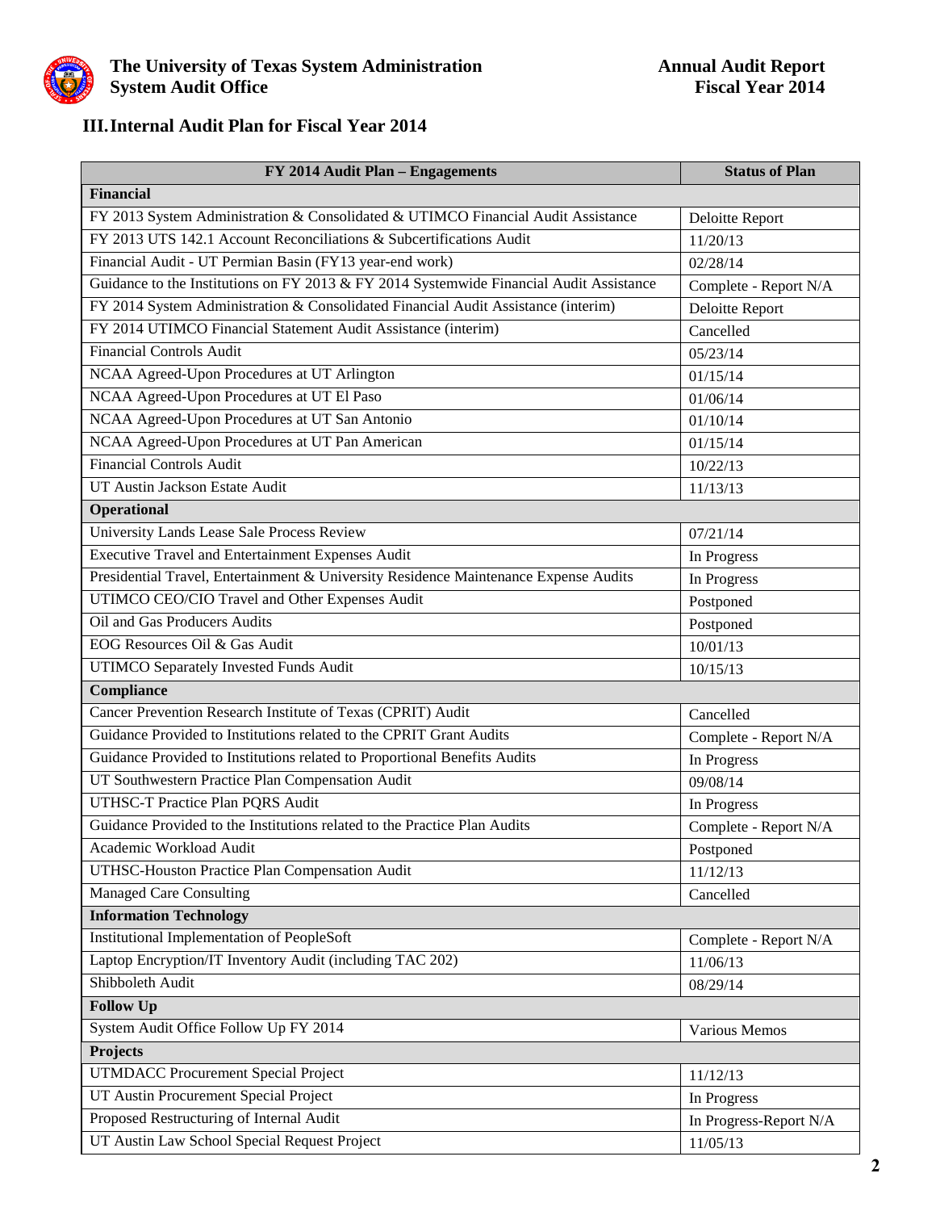## III. Internal Audit Plan for Fiscal Year 2014

| FY 2014 Audit Plan – Engagements | Status of Plan |
|---|---|
| **Financial** | |
| FY 2013 System Administration & Consolidated & UTIMCO Financial Audit Assistance | Deloitte Report |
| FY 2013 UTS 142.1 Account Reconciliations & Subcertifications Audit | 11/20/13 |
| Financial Audit - UT Permian Basin (FY13 year-end work) | 02/28/14 |
| Guidance to the Institutions on FY 2013 & FY 2014 Systemwide Financial Audit Assistance | Complete - Report N/A |
| FY 2014 System Administration & Consolidated Financial Audit Assistance (interim) | Deloitte Report |
| FY 2014 UTIMCO Financial Statement Audit Assistance (interim) | Cancelled |
| Financial Controls Audit | 05/23/14 |
| NCAA Agreed-Upon Procedures at UT Arlington | 01/15/14 |
| NCAA Agreed-Upon Procedures at UT El Paso | 01/06/14 |
| NCAA Agreed-Upon Procedures at UT San Antonio | 01/10/14 |
| NCAA Agreed-Upon Procedures at UT Pan American | 01/15/14 |
| Financial Controls Audit | 10/22/13 |
| UT Austin Jackson Estate Audit | 11/13/13 |
| **Operational** | |
| University Lands Lease Sale Process Review | 07/21/14 |
| Executive Travel and Entertainment Expenses Audit | In Progress |
| Presidential Travel, Entertainment & University Residence Maintenance Expense Audits | In Progress |
| UTIMCO CEO/CIO Travel and Other Expenses Audit | Postponed |
| Oil and Gas Producers Audits | Postponed |
| EOG Resources Oil & Gas Audit | 10/01/13 |
| UTIMCO Separately Invested Funds Audit | 10/15/13 |
| **Compliance** | |
| Cancer Prevention Research Institute of Texas (CPRIT) Audit | Cancelled |
| Guidance Provided to Institutions related to the CPRIT Grant Audits | Complete - Report N/A |
| Guidance Provided to Institutions related to Proportional Benefits Audits | In Progress |
| UT Southwestern Practice Plan Compensation Audit | 09/08/14 |
| UTHSC-T Practice Plan PQRS Audit | In Progress |
| Guidance Provided to the Institutions related to the Practice Plan Audits | Complete - Report N/A |
| Academic Workload Audit | Postponed |
| UTHSC-Houston Practice Plan Compensation Audit | 11/12/13 |
| Managed Care Consulting | Cancelled |
| **Information Technology** | |
| Institutional Implementation of PeopleSoft | Complete - Report N/A |
| Laptop Encryption/IT Inventory Audit (including TAC 202) | 11/06/13 |
| Shibboleth Audit | 08/29/14 |
| **Follow Up** | |
| System Audit Office Follow Up FY 2014 | Various Memos |
| **Projects** | |
| UTMDACC Procurement Special Project | 11/12/13 |
| UT Austin Procurement Special Project | In Progress |
| Proposed Restructuring of Internal Audit | In Progress-Report N/A |
| UT Austin Law School Special Request Project | 11/05/13 |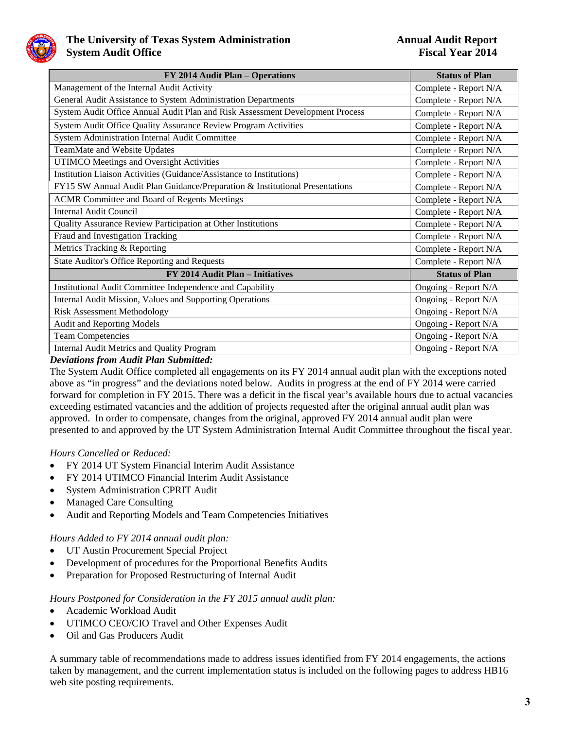| FY 2014 Audit Plan – Operations | Status of Plan |
|---|---|
| Management of the Internal Audit Activity | Complete - Report N/A |
| General Audit Assistance to System Administration Departments | Complete - Report N/A |
| System Audit Office Annual Audit Plan and Risk Assessment Development Process | Complete - Report N/A |
| System Audit Office Quality Assurance Review Program Activities | Complete - Report N/A |
| System Administration Internal Audit Committee | Complete - Report N/A |
| TeamMate and Website Updates | Complete - Report N/A |
| UTIMCO Meetings and Oversight Activities | Complete - Report N/A |
| Institution Liaison Activities (Guidance/Assistance to Institutions) | Complete - Report N/A |
| FY15 SW Annual Audit Plan Guidance/Preparation & Institutional Presentations | Complete - Report N/A |
| ACMR Committee and Board of Regents Meetings | Complete - Report N/A |
| Internal Audit Council | Complete - Report N/A |
| Quality Assurance Review Participation at Other Institutions | Complete - Report N/A |
| Fraud and Investigation Tracking | Complete - Report N/A |
| Metrics Tracking & Reporting | Complete - Report N/A |
| State Auditor's Office Reporting and Requests | Complete - Report N/A |
| **FY 2014 Audit Plan – Initiatives** | **Status of Plan** |
| Institutional Audit Committee Independence and Capability | Ongoing - Report N/A |
| Internal Audit Mission, Values and Supporting Operations | Ongoing - Report N/A |
| Risk Assessment Methodology | Ongoing - Report N/A |
| Audit and Reporting Models | Ongoing - Report N/A |
| Team Competencies | Ongoing - Report N/A |
| Internal Audit Metrics and Quality Program | Ongoing - Report N/A |

***Deviations from Audit Plan Submitted:***

The System Audit Office completed all engagements on its FY 2014 annual audit plan with the exceptions noted above as "in progress" and the deviations noted below. Audits in progress at the end of FY 2014 were carried forward for completion in FY 2015. There was a deficit in the fiscal year's available hours due to actual vacancies exceeding estimated vacancies and the addition of projects requested after the original annual audit plan was approved. In order to compensate, changes from the original, approved FY 2014 annual audit plan were presented to and approved by the UT System Administration Internal Audit Committee throughout the fiscal year.

*Hours Cancelled or Reduced:*

- FY 2014 UT System Financial Interim Audit Assistance
- FY 2014 UTIMCO Financial Interim Audit Assistance
- System Administration CPRIT Audit
- Managed Care Consulting
- Audit and Reporting Models and Team Competencies Initiatives

*Hours Added to FY 2014 annual audit plan:*

- UT Austin Procurement Special Project
- Development of procedures for the Proportional Benefits Audits
- Preparation for Proposed Restructuring of Internal Audit

*Hours Postponed for Consideration in the FY 2015 annual audit plan:*

- Academic Workload Audit
- UTIMCO CEO/CIO Travel and Other Expenses Audit
- Oil and Gas Producers Audit

A summary table of recommendations made to address issues identified from FY 2014 engagements, the actions taken by management, and the current implementation status is included on the following pages to address HB16 web site posting requirements.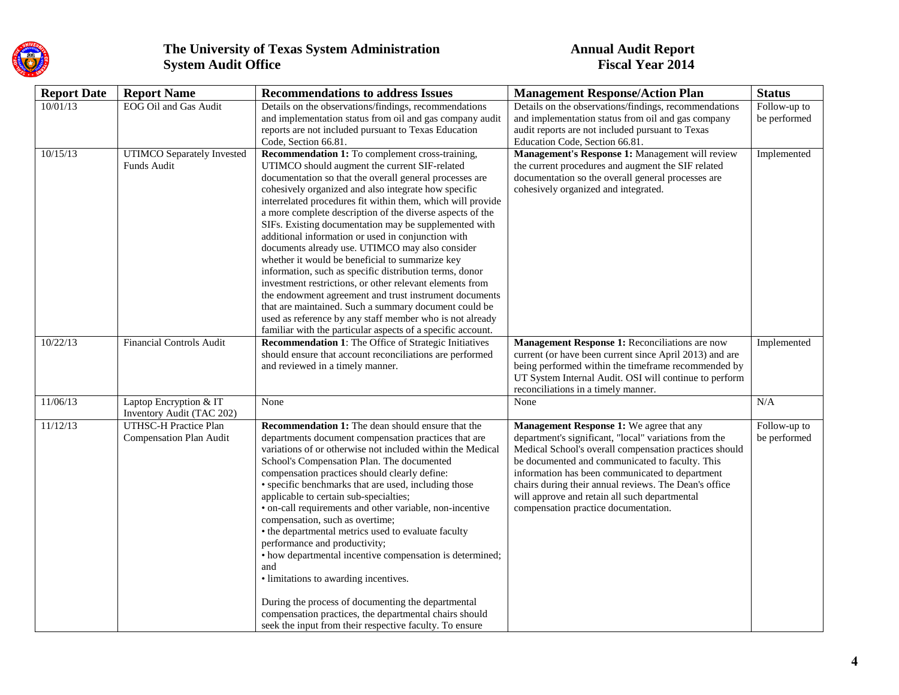# The University of Texas System Administration
# System Audit Office

## Annual Audit Report
## Fiscal Year 2014

| Report Date | Report Name | Recommendations to address Issues | Management Response/Action Plan | Status |
|---|---|---|---|---|
| 10/01/13 | EOG Oil and Gas Audit | Details on the observations/findings, recommendations and implementation status from oil and gas company audit reports are not included pursuant to Texas Education Code, Section 66.81. | Details on the observations/findings, recommendations and implementation status from oil and gas company audit reports are not included pursuant to Texas Education Code, Section 66.81. | Follow-up to be performed |
| 10/15/13 | UTIMCO Separately Invested Funds Audit | **Recommendation 1:** To complement cross-training, UTIMCO should augment the current SIF-related documentation so that the overall general processes are cohesively organized and also integrate how specific interrelated procedures fit within them, which will provide a more complete description of the diverse aspects of the SIFs. Existing documentation may be supplemented with additional information or used in conjunction with documents already use. UTIMCO may also consider whether it would be beneficial to summarize key information, such as specific distribution terms, donor investment restrictions, or other relevant elements from the endowment agreement and trust instrument documents that are maintained. Such a summary document could be used as reference by any staff member who is not already familiar with the particular aspects of a specific account. | **Management's Response 1:** Management will review the current procedures and augment the SIF related documentation so the overall general processes are cohesively organized and integrated. | Implemented |
| 10/22/13 | Financial Controls Audit | **Recommendation 1**: The Office of Strategic Initiatives should ensure that account reconciliations are performed and reviewed in a timely manner. | **Management Response 1:** Reconciliations are now current (or have been current since April 2013) and are being performed within the timeframe recommended by UT System Internal Audit. OSI will continue to perform reconciliations in a timely manner. | Implemented |
| 11/06/13 | Laptop Encryption & IT Inventory Audit (TAC 202) | None | None | N/A |
| 11/12/13 | UTHSC-H Practice Plan Compensation Plan Audit | **Recommendation 1:** The dean should ensure that the departments document compensation practices that are variations of or otherwise not included within the Medical School's Compensation Plan. The documented compensation practices should clearly define:<br>• specific benchmarks that are used, including those applicable to certain sub-specialties;<br>• on-call requirements and other variable, non-incentive compensation, such as overtime;<br>• the departmental metrics used to evaluate faculty performance and productivity;<br>• how departmental incentive compensation is determined; and<br>• limitations to awarding incentives.<br><br>During the process of documenting the departmental compensation practices, the departmental chairs should seek the input from their respective faculty. To ensure | **Management Response 1:** We agree that any department's significant, "local" variations from the Medical School's overall compensation practices should be documented and communicated to faculty. This information has been communicated to department chairs during their annual reviews. The Dean's office will approve and retain all such departmental compensation practice documentation. | Follow-up to be performed |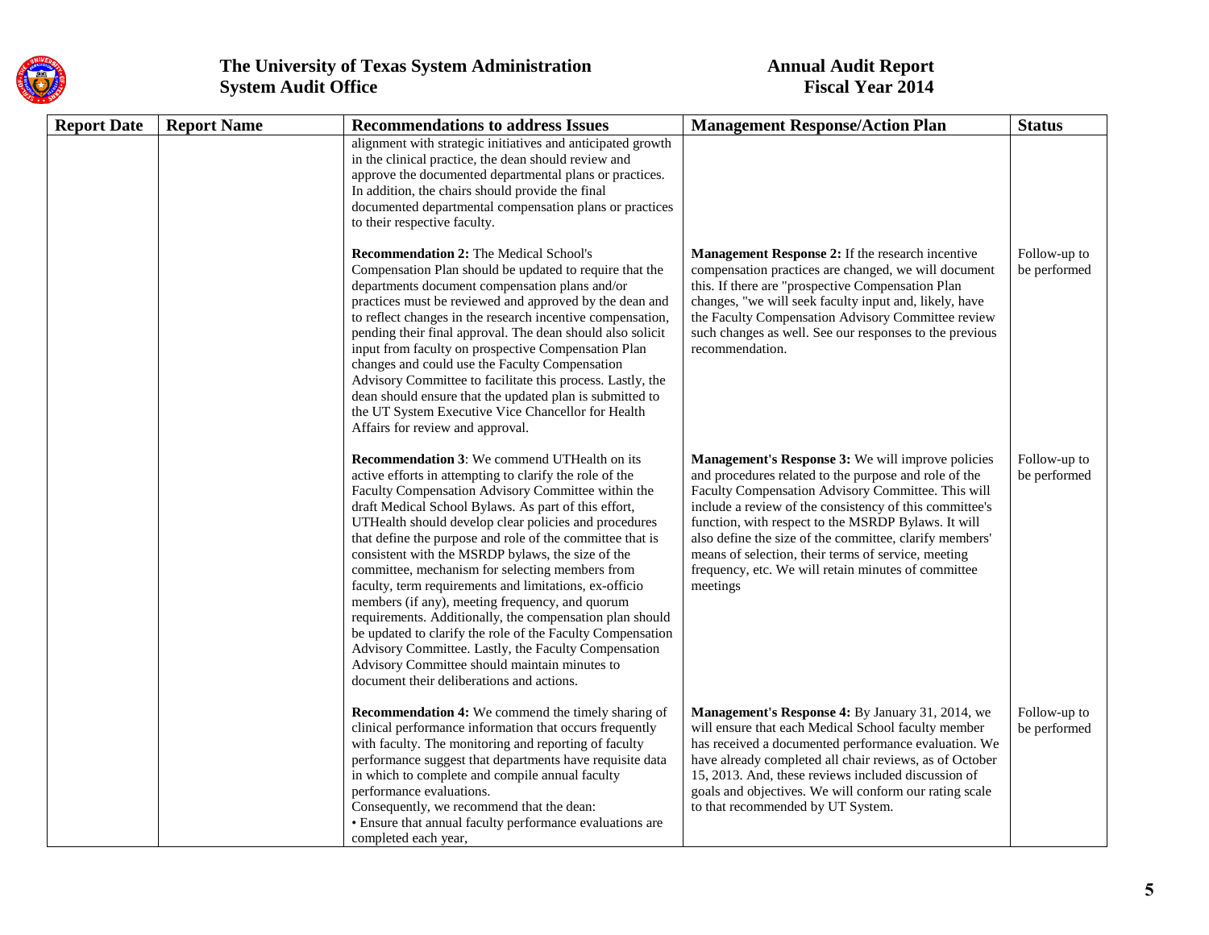| Report Date | Report Name | Recommendations to address Issues | Management Response/Action Plan | Status |
|---|---|---|---|---|
| | | alignment with strategic initiatives and anticipated growth in the clinical practice, the dean should review and approve the documented departmental plans or practices. In addition, the chairs should provide the final documented departmental compensation plans or practices to their respective faculty. | | |
| | | **Recommendation 2:** The Medical School's Compensation Plan should be updated to require that the departments document compensation plans and/or practices must be reviewed and approved by the dean and to reflect changes in the research incentive compensation, pending their final approval. The dean should also solicit input from faculty on prospective Compensation Plan changes and could use the Faculty Compensation Advisory Committee to facilitate this process. Lastly, the dean should ensure that the updated plan is submitted to the UT System Executive Vice Chancellor for Health Affairs for review and approval. | **Management Response 2:** If the research incentive compensation practices are changed, we will document this. If there are "prospective Compensation Plan changes, "we will seek faculty input and, likely, have the Faculty Compensation Advisory Committee review such changes as well. See our responses to the previous recommendation. | Follow-up to be performed |
| | | **Recommendation 3**: We commend UTHealth on its active efforts in attempting to clarify the role of the Faculty Compensation Advisory Committee within the draft Medical School Bylaws. As part of this effort, UTHealth should develop clear policies and procedures that define the purpose and role of the committee that is consistent with the MSRDP bylaws, the size of the committee, mechanism for selecting members from faculty, term requirements and limitations, ex-officio members (if any), meeting frequency, and quorum requirements. Additionally, the compensation plan should be updated to clarify the role of the Faculty Compensation Advisory Committee. Lastly, the Faculty Compensation Advisory Committee should maintain minutes to document their deliberations and actions. | **Management's Response 3:** We will improve policies and procedures related to the purpose and role of the Faculty Compensation Advisory Committee. This will include a review of the consistency of this committee's function, with respect to the MSRDP Bylaws. It will also define the size of the committee, clarify members' means of selection, their terms of service, meeting frequency, etc. We will retain minutes of committee meetings | Follow-up to be performed |
| | | **Recommendation 4:** We commend the timely sharing of clinical performance information that occurs frequently with faculty. The monitoring and reporting of faculty performance suggest that departments have requisite data in which to complete and compile annual faculty performance evaluations.<br>Consequently, we recommend that the dean:<br>• Ensure that annual faculty performance evaluations are completed each year, | **Management's Response 4:** By January 31, 2014, we will ensure that each Medical School faculty member has received a documented performance evaluation. We have already completed all chair reviews, as of October 15, 2013. And, these reviews included discussion of goals and objectives. We will conform our rating scale to that recommended by UT System. | Follow-up to be performed |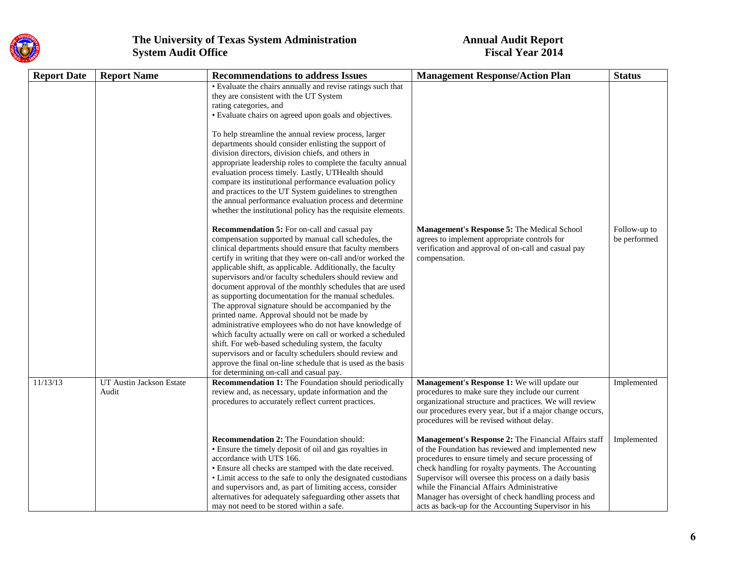| Report Date | Report Name | Recommendations to address Issues | Management Response/Action Plan | Status |
|---|---|---|---|---|
| | | • Evaluate the chairs annually and revise ratings such that they are consistent with the UT System rating categories, and<br>• Evaluate chairs on agreed upon goals and objectives.<br><br>To help streamline the annual review process, larger departments should consider enlisting the support of division directors, division chiefs, and others in appropriate leadership roles to complete the faculty annual evaluation process timely. Lastly, UTHealth should compare its institutional performance evaluation policy and practices to the UT System guidelines to strengthen the annual performance evaluation process and determine whether the institutional policy has the requisite elements. | | |
| | | **Recommendation 5:** For on-call and casual pay compensation supported by manual call schedules, the clinical departments should ensure that faculty members certify in writing that they were on-call and/or worked the applicable shift, as applicable. Additionally, the faculty supervisors and/or faculty schedulers should review and document approval of the monthly schedules that are used as supporting documentation for the manual schedules. The approval signature should be accompanied by the printed name. Approval should not be made by administrative employees who do not have knowledge of which faculty actually were on call or worked a scheduled shift. For web-based scheduling system, the faculty supervisors and or faculty schedulers should review and approve the final on-line schedule that is used as the basis for determining on-call and casual pay. | **Management's Response 5:** The Medical School agrees to implement appropriate controls for verification and approval of on-call and casual pay compensation. | Follow-up to be performed |
| 11/13/13 | UT Austin Jackson Estate Audit | **Recommendation 1:** The Foundation should periodically review and, as necessary, update information and the procedures to accurately reflect current practices. | **Management's Response 1:** We will update our procedures to make sure they include our current organizational structure and practices. We will review our procedures every year, but if a major change occurs, procedures will be revised without delay. | Implemented |
| | | **Recommendation 2:** The Foundation should:<br>• Ensure the timely deposit of oil and gas royalties in accordance with UTS 166.<br>• Ensure all checks are stamped with the date received.<br>• Limit access to the safe to only the designated custodians and supervisors and, as part of limiting access, consider alternatives for adequately safeguarding other assets that may not need to be stored within a safe. | **Management's Response 2:** The Financial Affairs staff of the Foundation has reviewed and implemented new procedures to ensure timely and secure processing of check handling for royalty payments. The Accounting Supervisor will oversee this process on a daily basis while the Financial Affairs Administrative Manager has oversight of check handling process and acts as back-up for the Accounting Supervisor in his | Implemented |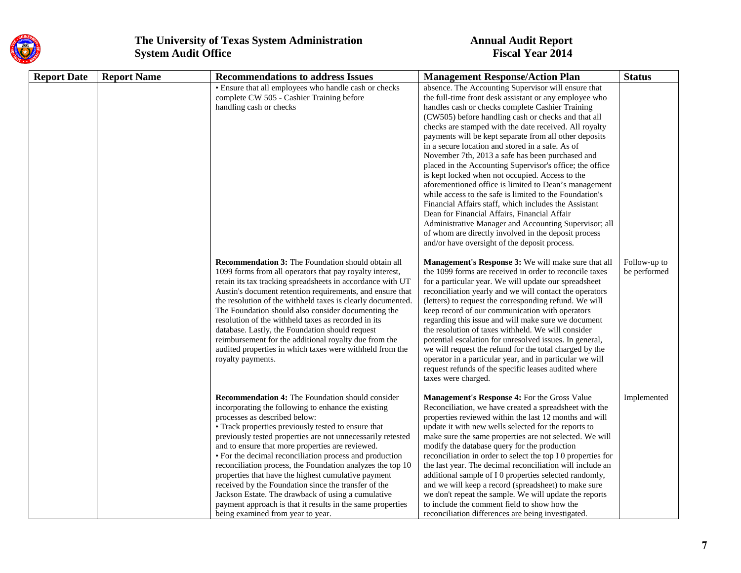| Report Date | Report Name | Recommendations to address Issues | Management Response/Action Plan | Status |
|---|---|---|---|---|
| | | • Ensure that all employees who handle cash or checks complete CW 505 - Cashier Training before handling cash or checks | absence. The Accounting Supervisor will ensure that the full-time front desk assistant or any employee who handles cash or checks complete Cashier Training (CW505) before handling cash or checks and that all checks are stamped with the date received. All royalty payments will be kept separate from all other deposits in a secure location and stored in a safe. As of November 7th, 2013 a safe has been purchased and placed in the Accounting Supervisor's office; the office is kept locked when not occupied. Access to the aforementioned office is limited to Dean's management while access to the safe is limited to the Foundation's Financial Affairs staff, which includes the Assistant Dean for Financial Affairs, Financial Affair Administrative Manager and Accounting Supervisor; all of whom are directly involved in the deposit process and/or have oversight of the deposit process. | |
| | | **Recommendation 3:** The Foundation should obtain all 1099 forms from all operators that pay royalty interest, retain its tax tracking spreadsheets in accordance with UT Austin's document retention requirements, and ensure that the resolution of the withheld taxes is clearly documented. The Foundation should also consider documenting the resolution of the withheld taxes as recorded in its database. Lastly, the Foundation should request reimbursement for the additional royalty due from the audited properties in which taxes were withheld from the royalty payments. | **Management's Response 3:** We will make sure that all the 1099 forms are received in order to reconcile taxes for a particular year. We will update our spreadsheet reconciliation yearly and we will contact the operators (letters) to request the corresponding refund. We will keep record of our communication with operators regarding this issue and will make sure we document the resolution of taxes withheld. We will consider potential escalation for unresolved issues. In general, we will request the refund for the total charged by the operator in a particular year, and in particular we will request refunds of the specific leases audited where taxes were charged. | Follow-up to be performed |
| | | **Recommendation 4:** The Foundation should consider incorporating the following to enhance the existing processes as described below:<br>• Track properties previously tested to ensure that previously tested properties are not unnecessarily retested and to ensure that more properties are reviewed.<br>• For the decimal reconciliation process and production reconciliation process, the Foundation analyzes the top 10 properties that have the highest cumulative payment received by the Foundation since the transfer of the Jackson Estate. The drawback of using a cumulative payment approach is that it results in the same properties being examined from year to year. | **Management's Response 4:** For the Gross Value Reconciliation, we have created a spreadsheet with the properties reviewed within the last 12 months and will update it with new wells selected for the reports to make sure the same properties are not selected. We will modify the database query for the production reconciliation in order to select the top I 0 properties for the last year. The decimal reconciliation will include an additional sample of I 0 properties selected randomly, and we will keep a record (spreadsheet) to make sure we don't repeat the sample. We will update the reports to include the comment field to show how the reconciliation differences are being investigated. | Implemented |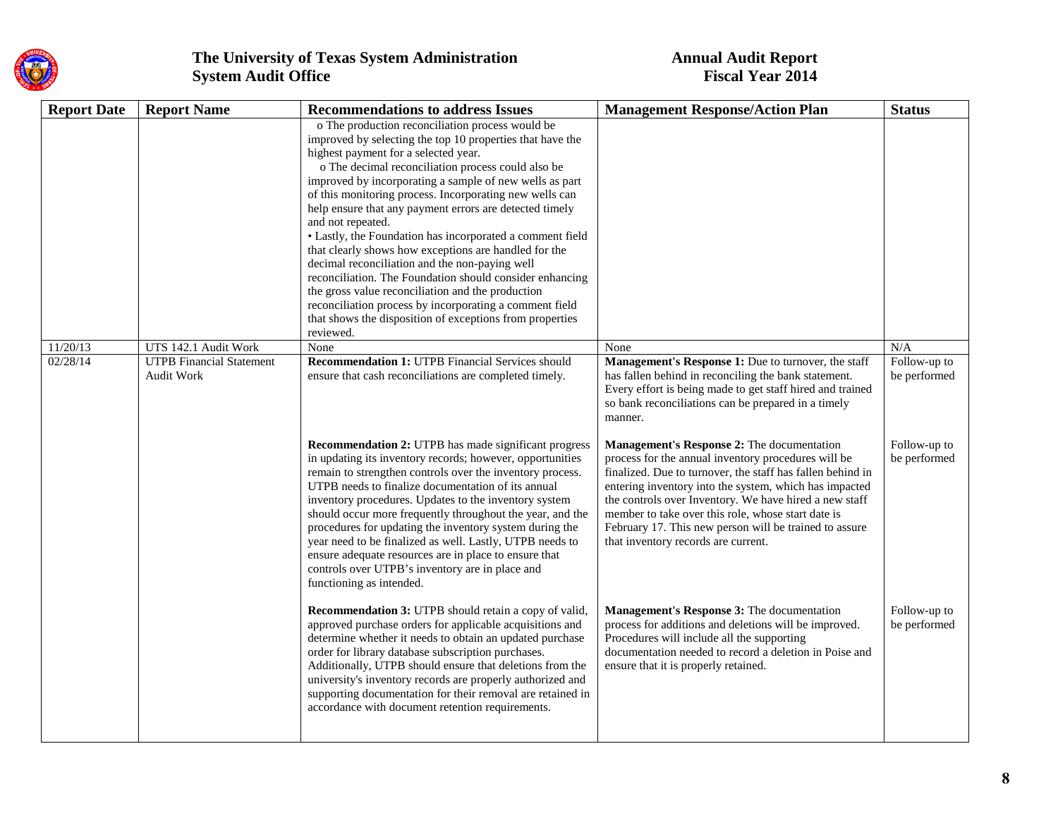| Report Date | Report Name | Recommendations to address Issues | Management Response/Action Plan | Status |
|---|---|---|---|---|
| | | o The production reconciliation process would be improved by selecting the top 10 properties that have the highest payment for a selected year.<br>o The decimal reconciliation process could also be improved by incorporating a sample of new wells as part of this monitoring process. Incorporating new wells can help ensure that any payment errors are detected timely and not repeated.<br>• Lastly, the Foundation has incorporated a comment field that clearly shows how exceptions are handled for the decimal reconciliation and the non-paying well reconciliation. The Foundation should consider enhancing the gross value reconciliation and the production reconciliation process by incorporating a comment field that shows the disposition of exceptions from properties reviewed. | | |
| 11/20/13 | UTS 142.1 Audit Work | None | None | N/A |
| 02/28/14 | UTPB Financial Statement Audit Work | **Recommendation 1:** UTPB Financial Services should ensure that cash reconciliations are completed timely. | **Management's Response 1:** Due to turnover, the staff has fallen behind in reconciling the bank statement. Every effort is being made to get staff hired and trained so bank reconciliations can be prepared in a timely manner. | Follow-up to be performed |
| | | **Recommendation 2:** UTPB has made significant progress in updating its inventory records; however, opportunities remain to strengthen controls over the inventory process. UTPB needs to finalize documentation of its annual inventory procedures. Updates to the inventory system should occur more frequently throughout the year, and the procedures for updating the inventory system during the year need to be finalized as well. Lastly, UTPB needs to ensure adequate resources are in place to ensure that controls over UTPB's inventory are in place and functioning as intended. | **Management's Response 2:** The documentation process for the annual inventory procedures will be finalized. Due to turnover, the staff has fallen behind in entering inventory into the system, which has impacted the controls over Inventory. We have hired a new staff member to take over this role, whose start date is February 17. This new person will be trained to assure that inventory records are current. | Follow-up to be performed |
| | | **Recommendation 3:** UTPB should retain a copy of valid, approved purchase orders for applicable acquisitions and determine whether it needs to obtain an updated purchase order for library database subscription purchases. Additionally, UTPB should ensure that deletions from the university's inventory records are properly authorized and supporting documentation for their removal are retained in accordance with document retention requirements. | **Management's Response 3:** The documentation process for additions and deletions will be improved. Procedures will include all the supporting documentation needed to record a deletion in Poise and ensure that it is properly retained. | Follow-up to be performed |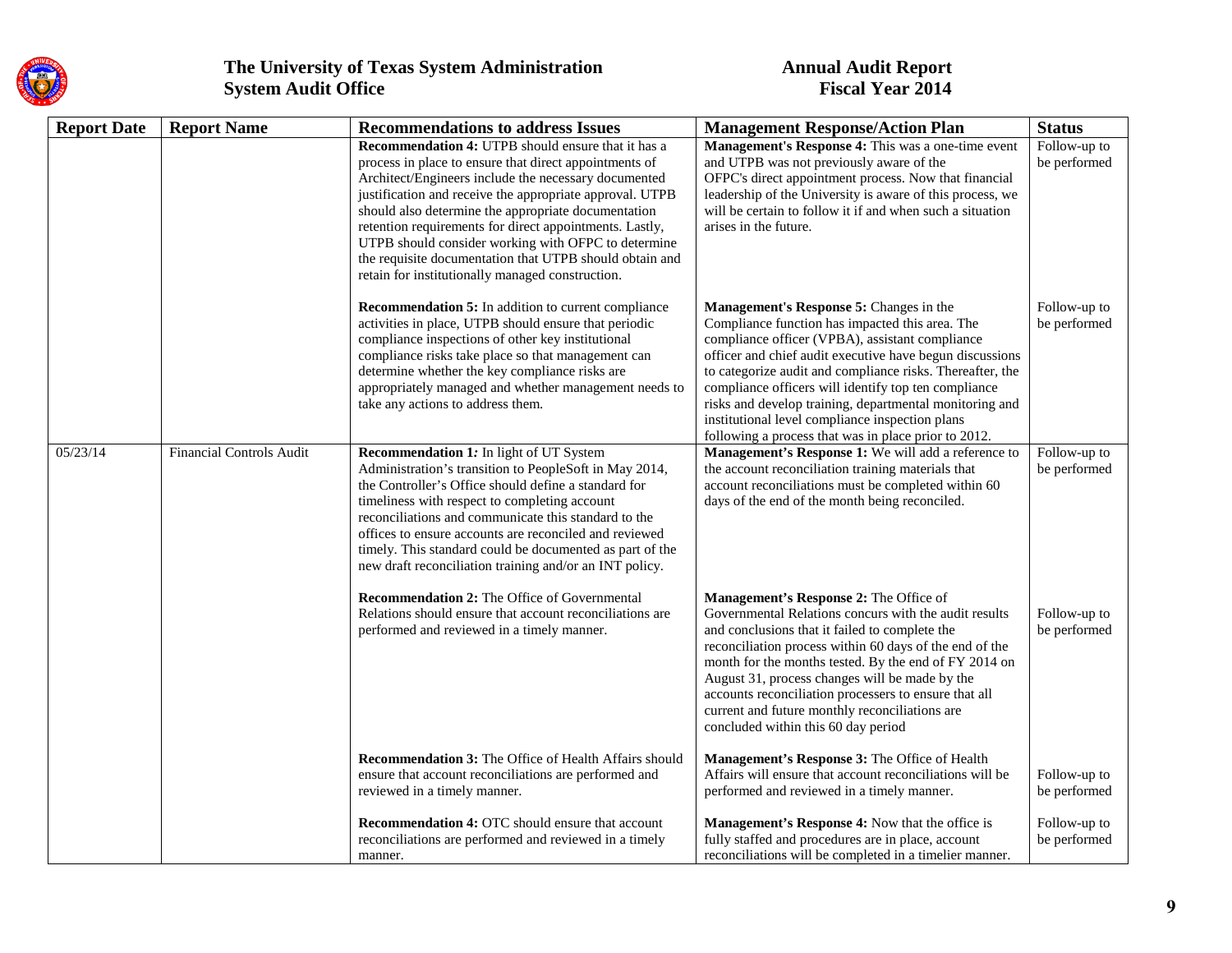| Report Date | Report Name | Recommendations to address Issues | Management Response/Action Plan | Status |
|---|---|---|---|---|
| | | **Recommendation 4:** UTPB should ensure that it has a process in place to ensure that direct appointments of Architect/Engineers include the necessary documented justification and receive the appropriate approval. UTPB should also determine the appropriate documentation retention requirements for direct appointments. Lastly, UTPB should consider working with OFPC to determine the requisite documentation that UTPB should obtain and retain for institutionally managed construction. | **Management's Response 4:** This was a one-time event and UTPB was not previously aware of the OFPC's direct appointment process. Now that financial leadership of the University is aware of this process, we will be certain to follow it if and when such a situation arises in the future. | Follow-up to be performed |
| | | **Recommendation 5:** In addition to current compliance activities in place, UTPB should ensure that periodic compliance inspections of other key institutional compliance risks take place so that management can determine whether the key compliance risks are appropriately managed and whether management needs to take any actions to address them. | **Management's Response 5:** Changes in the Compliance function has impacted this area. The compliance officer (VPBA), assistant compliance officer and chief audit executive have begun discussions to categorize audit and compliance risks. Thereafter, the compliance officers will identify top ten compliance risks and develop training, departmental monitoring and institutional level compliance inspection plans following a process that was in place prior to 2012. | Follow-up to be performed |
| 05/23/14 | Financial Controls Audit | **Recommendation 1:** In light of UT System Administration's transition to PeopleSoft in May 2014, the Controller's Office should define a standard for timeliness with respect to completing account reconciliations and communicate this standard to the offices to ensure accounts are reconciled and reviewed timely. This standard could be documented as part of the new draft reconciliation training and/or an INT policy. | **Management's Response 1:** We will add a reference to the account reconciliation training materials that account reconciliations must be completed within 60 days of the end of the month being reconciled. | Follow-up to be performed |
| | | **Recommendation 2:** The Office of Governmental Relations should ensure that account reconciliations are performed and reviewed in a timely manner. | **Management's Response 2:** The Office of Governmental Relations concurs with the audit results and conclusions that it failed to complete the reconciliation process within 60 days of the end of the month for the months tested. By the end of FY 2014 on August 31, process changes will be made by the accounts reconciliation processers to ensure that all current and future monthly reconciliations are concluded within this 60 day period | Follow-up to be performed |
| | | **Recommendation 3:** The Office of Health Affairs should ensure that account reconciliations are performed and reviewed in a timely manner. | **Management's Response 3:** The Office of Health Affairs will ensure that account reconciliations will be performed and reviewed in a timely manner. | Follow-up to be performed |
| | | **Recommendation 4:** OTC should ensure that account reconciliations are performed and reviewed in a timely manner. | **Management's Response 4:** Now that the office is fully staffed and procedures are in place, account reconciliations will be completed in a timelier manner. | Follow-up to be performed |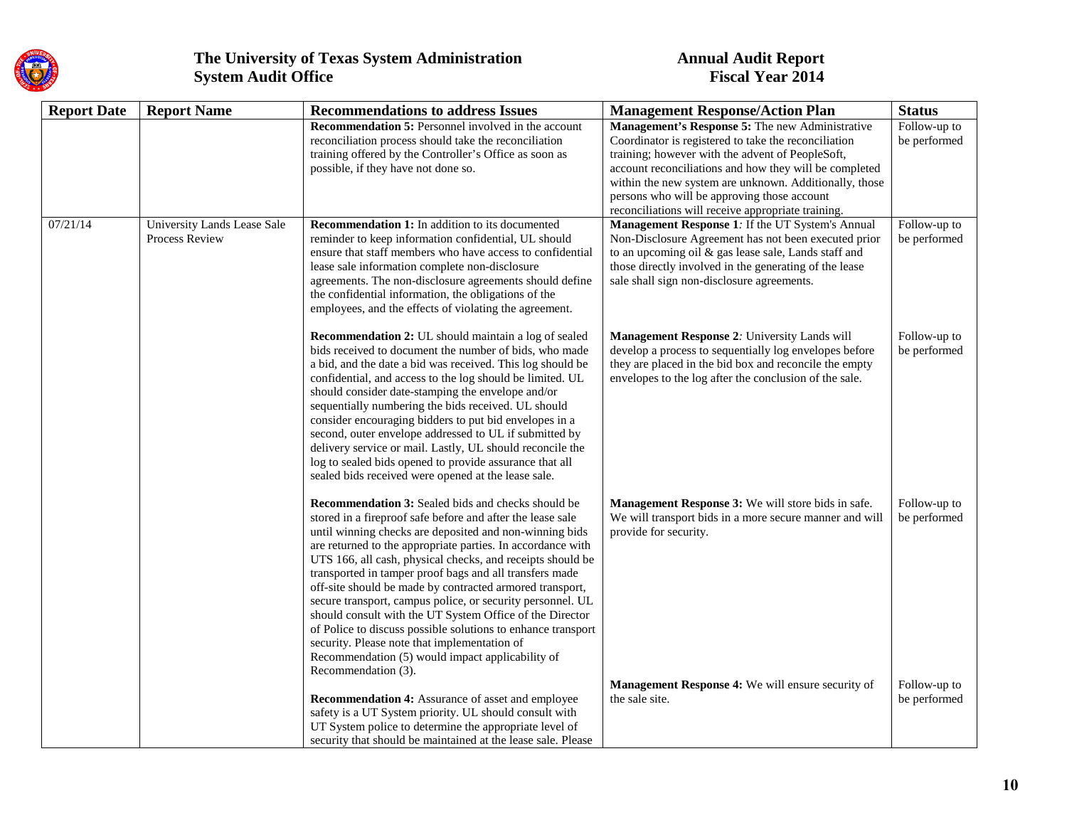| Report Date | Report Name | Recommendations to address Issues | Management Response/Action Plan | Status |
|---|---|---|---|---|
| | | **Recommendation 5:** Personnel involved in the account reconciliation process should take the reconciliation training offered by the Controller's Office as soon as possible, if they have not done so. | **Management's Response 5:** The new Administrative Coordinator is registered to take the reconciliation training; however with the advent of PeopleSoft, account reconciliations and how they will be completed within the new system are unknown. Additionally, those persons who will be approving those account reconciliations will receive appropriate training. | Follow-up to be performed |
| 07/21/14 | University Lands Lease Sale Process Review | **Recommendation 1:** In addition to its documented reminder to keep information confidential, UL should ensure that staff members who have access to confidential lease sale information complete non-disclosure agreements. The non-disclosure agreements should define the confidential information, the obligations of the employees, and the effects of violating the agreement. | **Management Response 1**: If the UT System's Annual Non-Disclosure Agreement has not been executed prior to an upcoming oil & gas lease sale, Lands staff and those directly involved in the generating of the lease sale shall sign non-disclosure agreements. | Follow-up to be performed |
| | | **Recommendation 2:** UL should maintain a log of sealed bids received to document the number of bids, who made a bid, and the date a bid was received. This log should be confidential, and access to the log should be limited. UL should consider date-stamping the envelope and/or sequentially numbering the bids received. UL should consider encouraging bidders to put bid envelopes in a second, outer envelope addressed to UL if submitted by delivery service or mail. Lastly, UL should reconcile the log to sealed bids opened to provide assurance that all sealed bids received were opened at the lease sale. | **Management Response 2**: University Lands will develop a process to sequentially log envelopes before they are placed in the bid box and reconcile the empty envelopes to the log after the conclusion of the sale. | Follow-up to be performed |
| | | **Recommendation 3:** Sealed bids and checks should be stored in a fireproof safe before and after the lease sale until winning checks are deposited and non-winning bids are returned to the appropriate parties. In accordance with UTS 166, all cash, physical checks, and receipts should be transported in tamper proof bags and all transfers made off-site should be made by contracted armored transport, secure transport, campus police, or security personnel. UL should consult with the UT System Office of the Director of Police to discuss possible solutions to enhance transport security. Please note that implementation of Recommendation (5) would impact applicability of Recommendation (3). | **Management Response 3:** We will store bids in safe. We will transport bids in a more secure manner and will provide for security. | Follow-up to be performed |
| | | **Recommendation 4:** Assurance of asset and employee safety is a UT System priority. UL should consult with UT System police to determine the appropriate level of security that should be maintained at the lease sale. Please | **Management Response 4:** We will ensure security of the sale site. | Follow-up to be performed |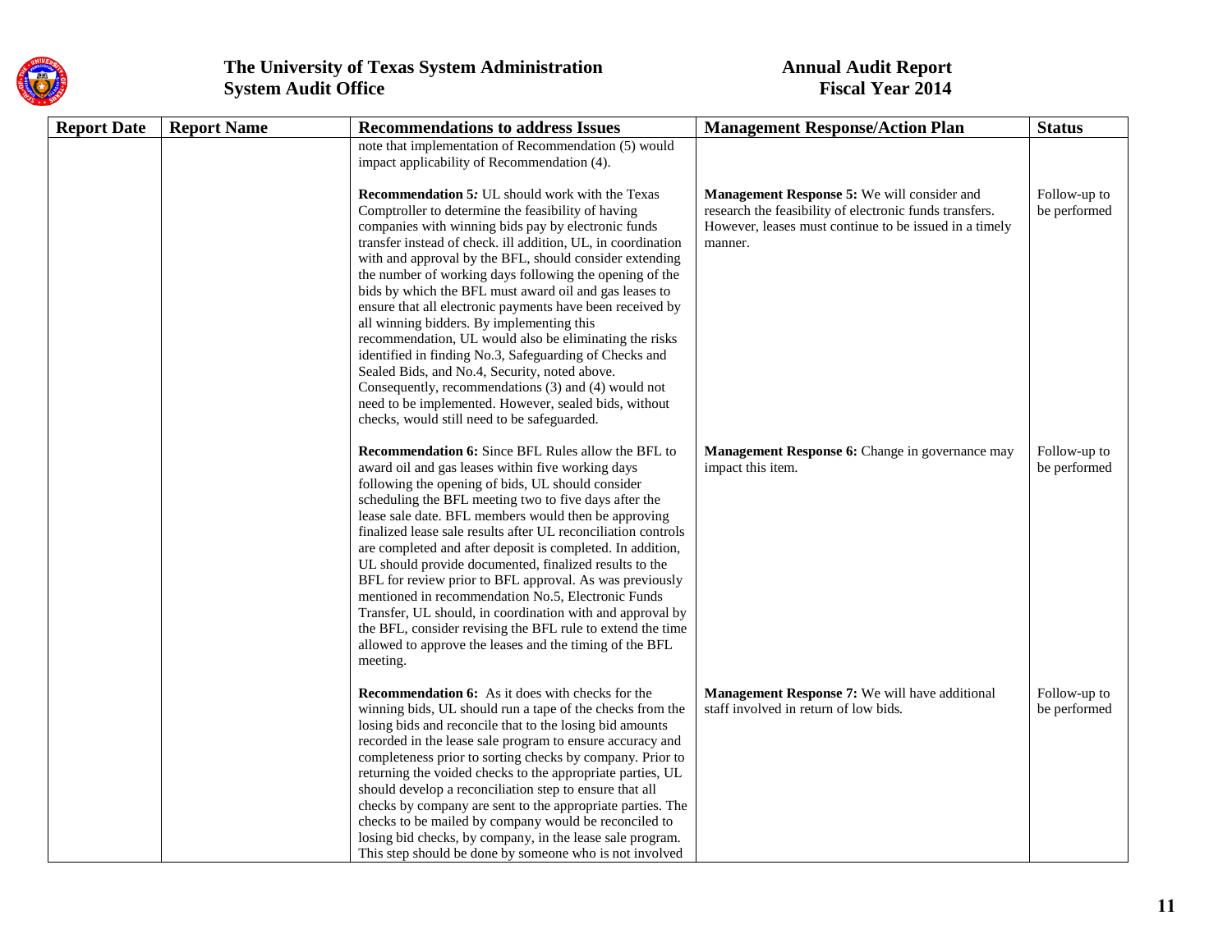| Report Date | Report Name | Recommendations to address Issues | Management Response/Action Plan | Status |
|---|---|---|---|---|
| | | note that implementation of Recommendation (5) would impact applicability of Recommendation (4). | | |
| | | **Recommendation 5***:* UL should work with the Texas Comptroller to determine the feasibility of having companies with winning bids pay by electronic funds transfer instead of check. ill addition, UL, in coordination with and approval by the BFL, should consider extending the number of working days following the opening of the bids by which the BFL must award oil and gas leases to ensure that all electronic payments have been received by all winning bidders. By implementing this recommendation, UL would also be eliminating the risks identified in finding No.3, Safeguarding of Checks and Sealed Bids, and No.4, Security, noted above. Consequently, recommendations (3) and (4) would not need to be implemented. However, sealed bids, without checks, would still need to be safeguarded. | **Management Response 5:** We will consider and research the feasibility of electronic funds transfers. However, leases must continue to be issued in a timely manner. | Follow-up to be performed |
| | | **Recommendation 6:** Since BFL Rules allow the BFL to award oil and gas leases within five working days following the opening of bids, UL should consider scheduling the BFL meeting two to five days after the lease sale date. BFL members would then be approving finalized lease sale results after UL reconciliation controls are completed and after deposit is completed. In addition, UL should provide documented, finalized results to the BFL for review prior to BFL approval. As was previously mentioned in recommendation No.5, Electronic Funds Transfer, UL should, in coordination with and approval by the BFL, consider revising the BFL rule to extend the time allowed to approve the leases and the timing of the BFL meeting. | **Management Response 6:** Change in governance may impact this item. | Follow-up to be performed |
| | | **Recommendation 6:** As it does with checks for the winning bids, UL should run a tape of the checks from the losing bids and reconcile that to the losing bid amounts recorded in the lease sale program to ensure accuracy and completeness prior to sorting checks by company. Prior to returning the voided checks to the appropriate parties, UL should develop a reconciliation step to ensure that all checks by company are sent to the appropriate parties. The checks to be mailed by company would be reconciled to losing bid checks, by company, in the lease sale program. This step should be done by someone who is not involved | **Management Response 7:** We will have additional staff involved in return of low bids. | Follow-up to be performed |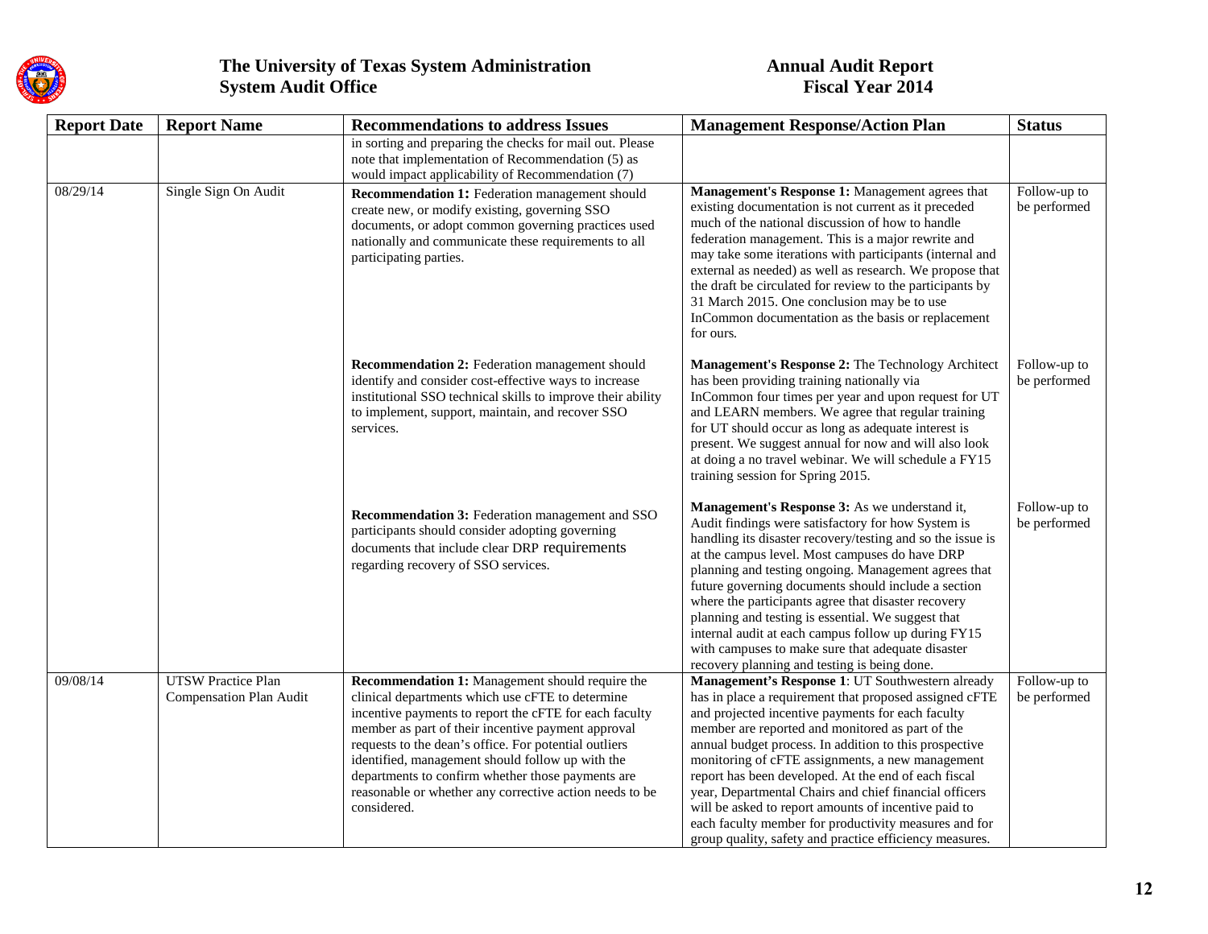| Report Date | Report Name | Recommendations to address Issues | Management Response/Action Plan | Status |
|---|---|---|---|---|
| | | in sorting and preparing the checks for mail out. Please note that implementation of Recommendation (5) as would impact applicability of Recommendation (7) | | |
| 08/29/14 | Single Sign On Audit | **Recommendation 1:** Federation management should create new, or modify existing, governing SSO documents, or adopt common governing practices used nationally and communicate these requirements to all participating parties. | **Management's Response 1:** Management agrees that existing documentation is not current as it preceded much of the national discussion of how to handle federation management. This is a major rewrite and may take some iterations with participants (internal and external as needed) as well as research. We propose that the draft be circulated for review to the participants by 31 March 2015. One conclusion may be to use InCommon documentation as the basis or replacement for ours. | Follow-up to be performed |
| | | **Recommendation 2:** Federation management should identify and consider cost-effective ways to increase institutional SSO technical skills to improve their ability to implement, support, maintain, and recover SSO services. | **Management's Response 2:** The Technology Architect has been providing training nationally via InCommon four times per year and upon request for UT and LEARN members. We agree that regular training for UT should occur as long as adequate interest is present. We suggest annual for now and will also look at doing a no travel webinar. We will schedule a FY15 training session for Spring 2015. | Follow-up to be performed |
| | | **Recommendation 3:** Federation management and SSO participants should consider adopting governing documents that include clear DRP requirements regarding recovery of SSO services. | **Management's Response 3:** As we understand it, Audit findings were satisfactory for how System is handling its disaster recovery/testing and so the issue is at the campus level. Most campuses do have DRP planning and testing ongoing. Management agrees that future governing documents should include a section where the participants agree that disaster recovery planning and testing is essential. We suggest that internal audit at each campus follow up during FY15 with campuses to make sure that adequate disaster recovery planning and testing is being done. | Follow-up to be performed |
| 09/08/14 | UTSW Practice Plan Compensation Plan Audit | **Recommendation 1:** Management should require the clinical departments which use cFTE to determine incentive payments to report the cFTE for each faculty member as part of their incentive payment approval requests to the dean's office. For potential outliers identified, management should follow up with the departments to confirm whether those payments are reasonable or whether any corrective action needs to be considered. | **Management's Response 1**: UT Southwestern already has in place a requirement that proposed assigned cFTE and projected incentive payments for each faculty member are reported and monitored as part of the annual budget process. In addition to this prospective monitoring of cFTE assignments, a new management report has been developed. At the end of each fiscal year, Departmental Chairs and chief financial officers will be asked to report amounts of incentive paid to each faculty member for productivity measures and for group quality, safety and practice efficiency measures. | Follow-up to be performed |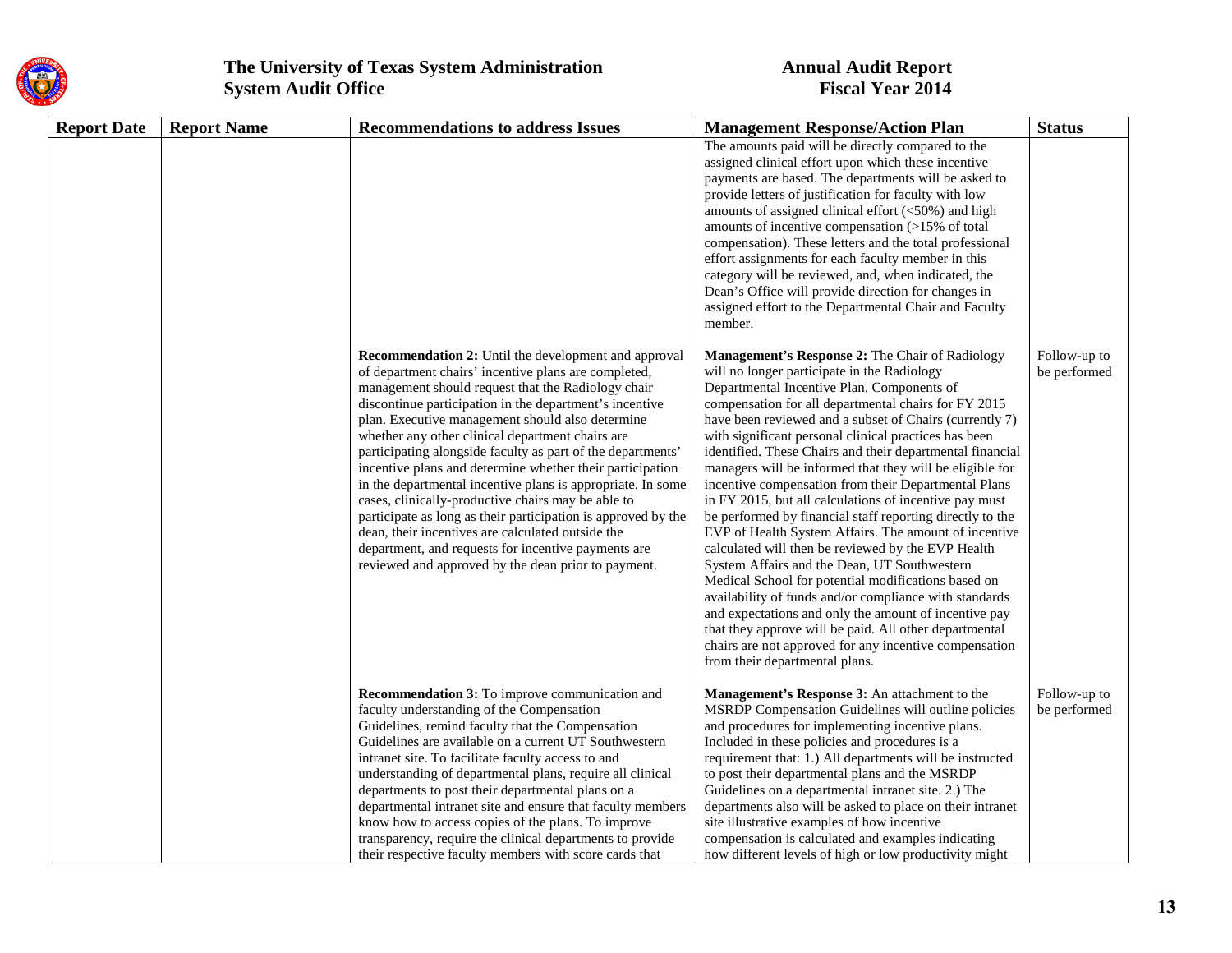| Report Date | Report Name | Recommendations to address Issues | Management Response/Action Plan | Status |
|---|---|---|---|---|
| | | | The amounts paid will be directly compared to the assigned clinical effort upon which these incentive payments are based. The departments will be asked to provide letters of justification for faculty with low amounts of assigned clinical effort (<50%) and high amounts of incentive compensation (>15% of total compensation). These letters and the total professional effort assignments for each faculty member in this category will be reviewed, and, when indicated, the Dean's Office will provide direction for changes in assigned effort to the Departmental Chair and Faculty member. | |
| | | **Recommendation 2:** Until the development and approval of department chairs' incentive plans are completed, management should request that the Radiology chair discontinue participation in the department's incentive plan. Executive management should also determine whether any other clinical department chairs are participating alongside faculty as part of the departments' incentive plans and determine whether their participation in the departmental incentive plans is appropriate. In some cases, clinically-productive chairs may be able to participate as long as their participation is approved by the dean, their incentives are calculated outside the department, and requests for incentive payments are reviewed and approved by the dean prior to payment. | **Management's Response 2:** The Chair of Radiology will no longer participate in the Radiology Departmental Incentive Plan. Components of compensation for all departmental chairs for FY 2015 have been reviewed and a subset of Chairs (currently 7) with significant personal clinical practices has been identified. These Chairs and their departmental financial managers will be informed that they will be eligible for incentive compensation from their Departmental Plans in FY 2015, but all calculations of incentive pay must be performed by financial staff reporting directly to the EVP of Health System Affairs. The amount of incentive calculated will then be reviewed by the EVP Health System Affairs and the Dean, UT Southwestern Medical School for potential modifications based on availability of funds and/or compliance with standards and expectations and only the amount of incentive pay that they approve will be paid. All other departmental chairs are not approved for any incentive compensation from their departmental plans. | Follow-up to be performed |
| | | **Recommendation 3:** To improve communication and faculty understanding of the Compensation Guidelines, remind faculty that the Compensation Guidelines are available on a current UT Southwestern intranet site. To facilitate faculty access to and understanding of departmental plans, require all clinical departments to post their departmental plans on a departmental intranet site and ensure that faculty members know how to access copies of the plans. To improve transparency, require the clinical departments to provide their respective faculty members with score cards that | **Management's Response 3:** An attachment to the MSRDP Compensation Guidelines will outline policies and procedures for implementing incentive plans. Included in these policies and procedures is a requirement that: 1.) All departments will be instructed to post their departmental plans and the MSRDP Guidelines on a departmental intranet site. 2.) The departments also will be asked to place on their intranet site illustrative examples of how incentive compensation is calculated and examples indicating how different levels of high or low productivity might | Follow-up to be performed |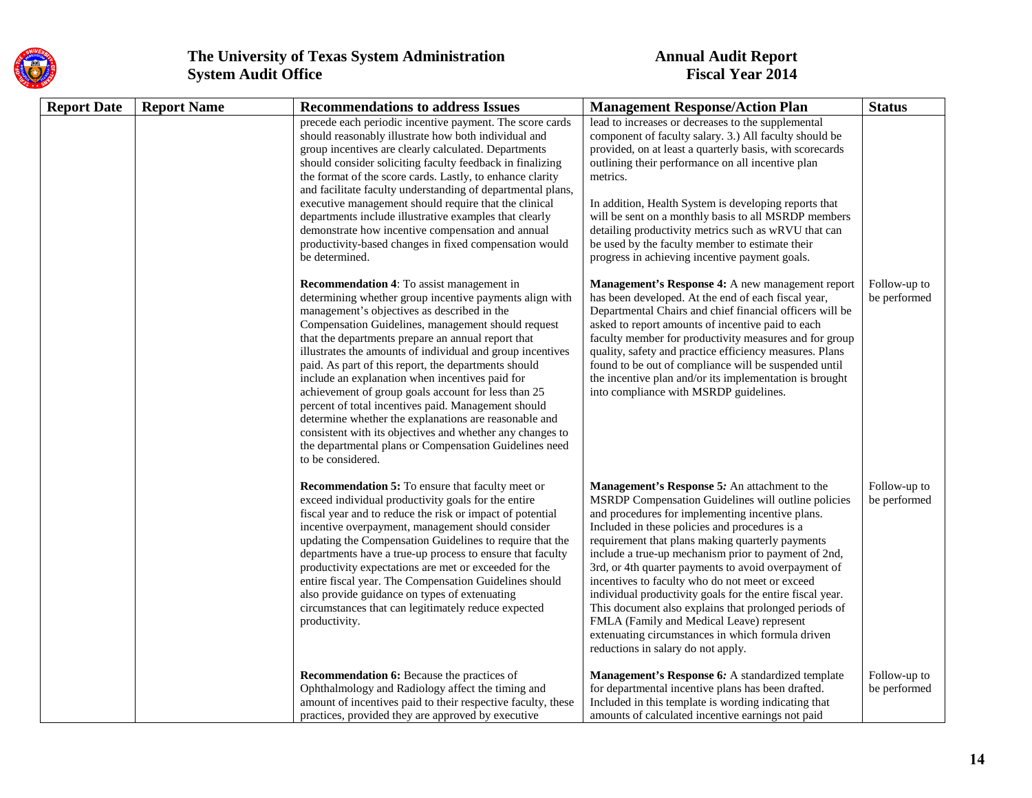| Report Date | Report Name | Recommendations to address Issues | Management Response/Action Plan | Status |
|---|---|---|---|---|
| | | precede each periodic incentive payment. The score cards should reasonably illustrate how both individual and group incentives are clearly calculated. Departments should consider soliciting faculty feedback in finalizing the format of the score cards. Lastly, to enhance clarity and facilitate faculty understanding of departmental plans, executive management should require that the clinical departments include illustrative examples that clearly demonstrate how incentive compensation and annual productivity-based changes in fixed compensation would be determined. | lead to increases or decreases to the supplemental component of faculty salary. 3.) All faculty should be provided, on at least a quarterly basis, with scorecards outlining their performance on all incentive plan metrics.<br><br>In addition, Health System is developing reports that will be sent on a monthly basis to all MSRDP members detailing productivity metrics such as wRVU that can be used by the faculty member to estimate their progress in achieving incentive payment goals. | |
| | | **Recommendation 4**: To assist management in determining whether group incentive payments align with management's objectives as described in the Compensation Guidelines, management should request that the departments prepare an annual report that illustrates the amounts of individual and group incentives paid. As part of this report, the departments should include an explanation when incentives paid for achievement of group goals account for less than 25 percent of total incentives paid. Management should determine whether the explanations are reasonable and consistent with its objectives and whether any changes to the departmental plans or Compensation Guidelines need to be considered. | **Management's Response 4:** A new management report has been developed. At the end of each fiscal year, Departmental Chairs and chief financial officers will be asked to report amounts of incentive paid to each faculty member for productivity measures and for group quality, safety and practice efficiency measures. Plans found to be out of compliance will be suspended until the incentive plan and/or its implementation is brought into compliance with MSRDP guidelines. | Follow-up to be performed |
| | | **Recommendation 5:** To ensure that faculty meet or exceed individual productivity goals for the entire fiscal year and to reduce the risk or impact of potential incentive overpayment, management should consider updating the Compensation Guidelines to require that the departments have a true-up process to ensure that faculty productivity expectations are met or exceeded for the entire fiscal year. The Compensation Guidelines should also provide guidance on types of extenuating circumstances that can legitimately reduce expected productivity. | **Management's Response 5***:* An attachment to the MSRDP Compensation Guidelines will outline policies and procedures for implementing incentive plans. Included in these policies and procedures is a requirement that plans making quarterly payments include a true-up mechanism prior to payment of 2nd, 3rd, or 4th quarter payments to avoid overpayment of incentives to faculty who do not meet or exceed individual productivity goals for the entire fiscal year. This document also explains that prolonged periods of FMLA (Family and Medical Leave) represent extenuating circumstances in which formula driven reductions in salary do not apply. | Follow-up to be performed |
| | | **Recommendation 6:** Because the practices of Ophthalmology and Radiology affect the timing and amount of incentives paid to their respective faculty, these practices, provided they are approved by executive | **Management's Response 6***:* A standardized template for departmental incentive plans has been drafted. Included in this template is wording indicating that amounts of calculated incentive earnings not paid | Follow-up to be performed |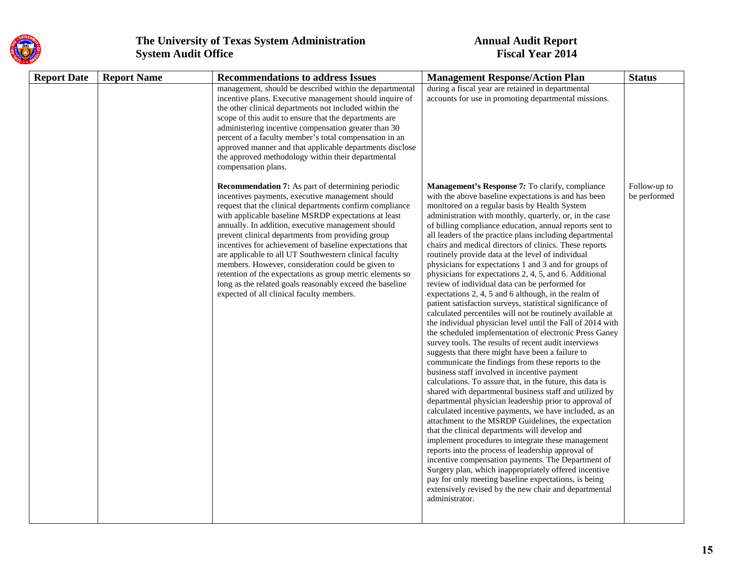| Report Date | Report Name | Recommendations to address Issues | Management Response/Action Plan | Status |
|---|---|---|---|---|
| | | management, should be described within the departmental incentive plans. Executive management should inquire of the other clinical departments not included within the scope of this audit to ensure that the departments are administering incentive compensation greater than 30 percent of a faculty member's total compensation in an approved manner and that applicable departments disclose the approved methodology within their departmental compensation plans. | during a fiscal year are retained in departmental accounts for use in promoting departmental missions. | |
| | | **Recommendation 7:** As part of determining periodic incentives payments, executive management should request that the clinical departments confirm compliance with applicable baseline MSRDP expectations at least annually. In addition, executive management should prevent clinical departments from providing group incentives for achievement of baseline expectations that are applicable to all UT Southwestern clinical faculty members. However, consideration could be given to retention of the expectations as group metric elements so long as the related goals reasonably exceed the baseline expected of all clinical faculty members. | **Management's Response 7*:*** To clarify, compliance with the above baseline expectations is and has been monitored on a regular basis by Health System administration with monthly, quarterly, or, in the case of billing compliance education, annual reports sent to all leaders of the practice plans including departmental chairs and medical directors of clinics. These reports routinely provide data at the level of individual physicians for expectations 1 and 3 and for groups of physicians for expectations 2, 4, 5, and 6. Additional review of individual data can be performed for expectations 2, 4, 5 and 6 although, in the realm of patient satisfaction surveys, statistical significance of calculated percentiles will not be routinely available at the individual physician level until the Fall of 2014 with the scheduled implementation of electronic Press Ganey survey tools. The results of recent audit interviews suggests that there might have been a failure to communicate the findings from these reports to the business staff involved in incentive payment calculations. To assure that, in the future, this data is shared with departmental business staff and utilized by departmental physician leadership prior to approval of calculated incentive payments, we have included, as an attachment to the MSRDP Guidelines, the expectation that the clinical departments will develop and implement procedures to integrate these management reports into the process of leadership approval of incentive compensation payments. The Department of Surgery plan, which inappropriately offered incentive pay for only meeting baseline expectations, is being extensively revised by the new chair and departmental administrator. | Follow-up to be performed |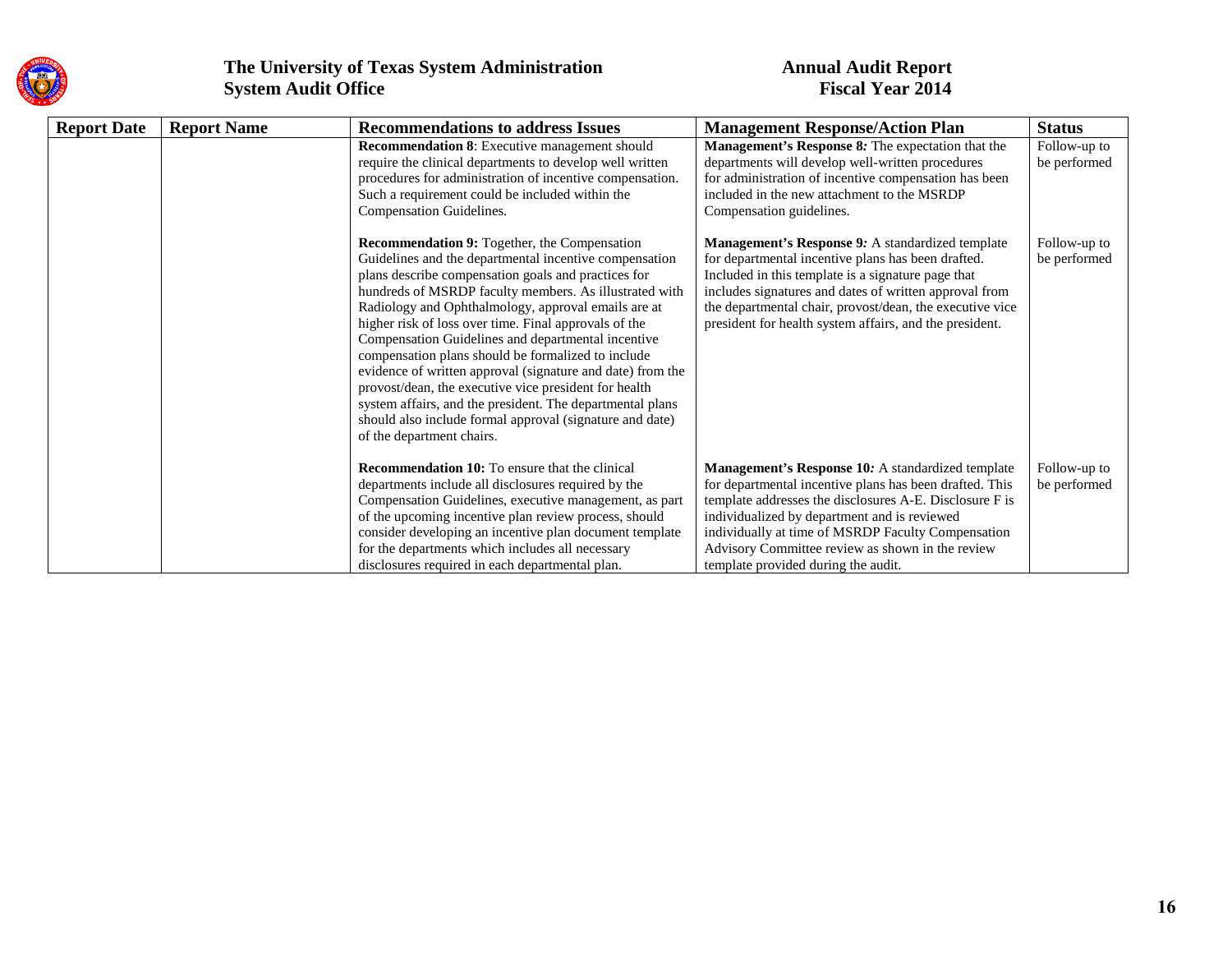| Report Date | Report Name | Recommendations to address Issues | Management Response/Action Plan | Status |
|---|---|---|---|---|
| | | **Recommendation 8**: Executive management should require the clinical departments to develop well written procedures for administration of incentive compensation. Such a requirement could be included within the Compensation Guidelines. | **Management's Response 8:** The expectation that the departments will develop well-written procedures for administration of incentive compensation has been included in the new attachment to the MSRDP Compensation guidelines. | Follow-up to be performed |
| | | **Recommendation 9:** Together, the Compensation Guidelines and the departmental incentive compensation plans describe compensation goals and practices for hundreds of MSRDP faculty members. As illustrated with Radiology and Ophthalmology, approval emails are at higher risk of loss over time. Final approvals of the Compensation Guidelines and departmental incentive compensation plans should be formalized to include evidence of written approval (signature and date) from the provost/dean, the executive vice president for health system affairs, and the president. The departmental plans should also include formal approval (signature and date) of the department chairs. | **Management's Response 9:** A standardized template for departmental incentive plans has been drafted. Included in this template is a signature page that includes signatures and dates of written approval from the departmental chair, provost/dean, the executive vice president for health system affairs, and the president. | Follow-up to be performed |
| | | **Recommendation 10:** To ensure that the clinical departments include all disclosures required by the Compensation Guidelines, executive management, as part of the upcoming incentive plan review process, should consider developing an incentive plan document template for the departments which includes all necessary disclosures required in each departmental plan. | **Management's Response 10:** A standardized template for departmental incentive plans has been drafted. This template addresses the disclosures A-E. Disclosure F is individualized by department and is reviewed individually at time of MSRDP Faculty Compensation Advisory Committee review as shown in the review template provided during the audit. | Follow-up to be performed |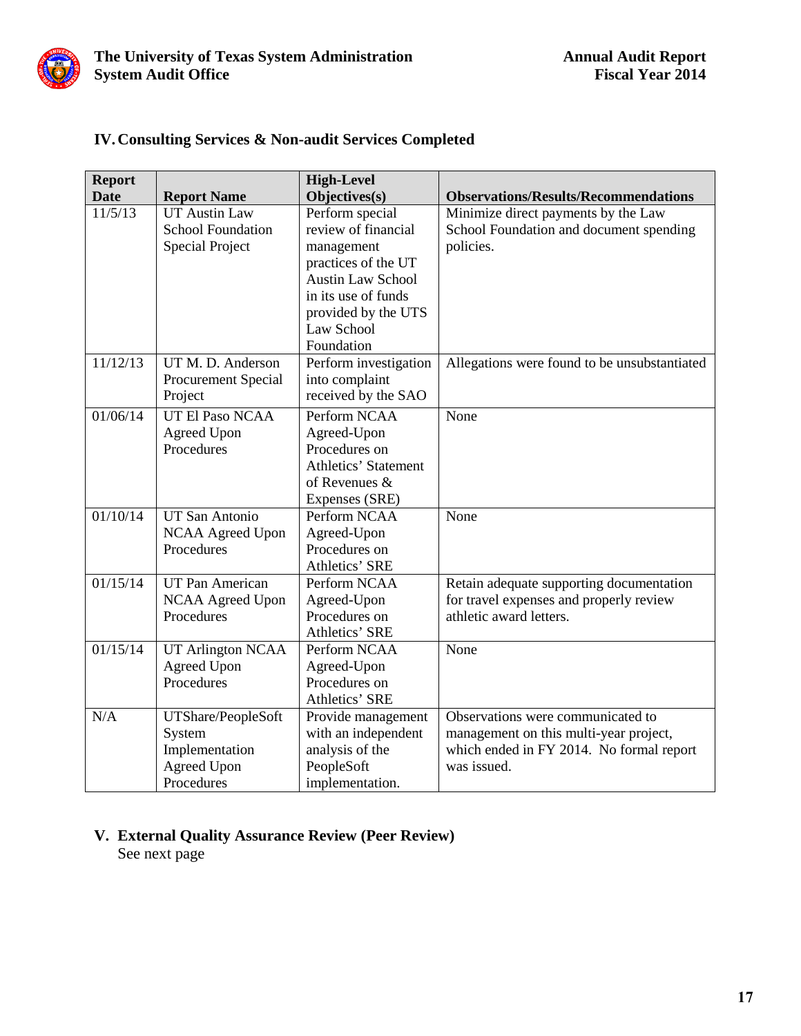## IV. Consulting Services & Non-audit Services Completed

| Report Date | Report Name | High-Level Objectives(s) | Observations/Results/Recommendations |
|---|---|---|---|
| 11/5/13 | UT Austin Law School Foundation Special Project | Perform special review of financial management practices of the UT Austin Law School in its use of funds provided by the UTS Law School Foundation | Minimize direct payments by the Law School Foundation and document spending policies. |
| 11/12/13 | UT M. D. Anderson Procurement Special Project | Perform investigation into complaint received by the SAO | Allegations were found to be unsubstantiated |
| 01/06/14 | UT El Paso NCAA Agreed Upon Procedures | Perform NCAA Agreed-Upon Procedures on Athletics' Statement of Revenues & Expenses (SRE) | None |
| 01/10/14 | UT San Antonio NCAA Agreed Upon Procedures | Perform NCAA Agreed-Upon Procedures on Athletics' SRE | None |
| 01/15/14 | UT Pan American NCAA Agreed Upon Procedures | Perform NCAA Agreed-Upon Procedures on Athletics' SRE | Retain adequate supporting documentation for travel expenses and properly review athletic award letters. |
| 01/15/14 | UT Arlington NCAA Agreed Upon Procedures | Perform NCAA Agreed-Upon Procedures on Athletics' SRE | None |
| N/A | UTShare/PeopleSoft System Implementation Agreed Upon Procedures | Provide management with an independent analysis of the PeopleSoft implementation. | Observations were communicated to management on this multi-year project, which ended in FY 2014. No formal report was issued. |

## V. External Quality Assurance Review (Peer Review)

See next page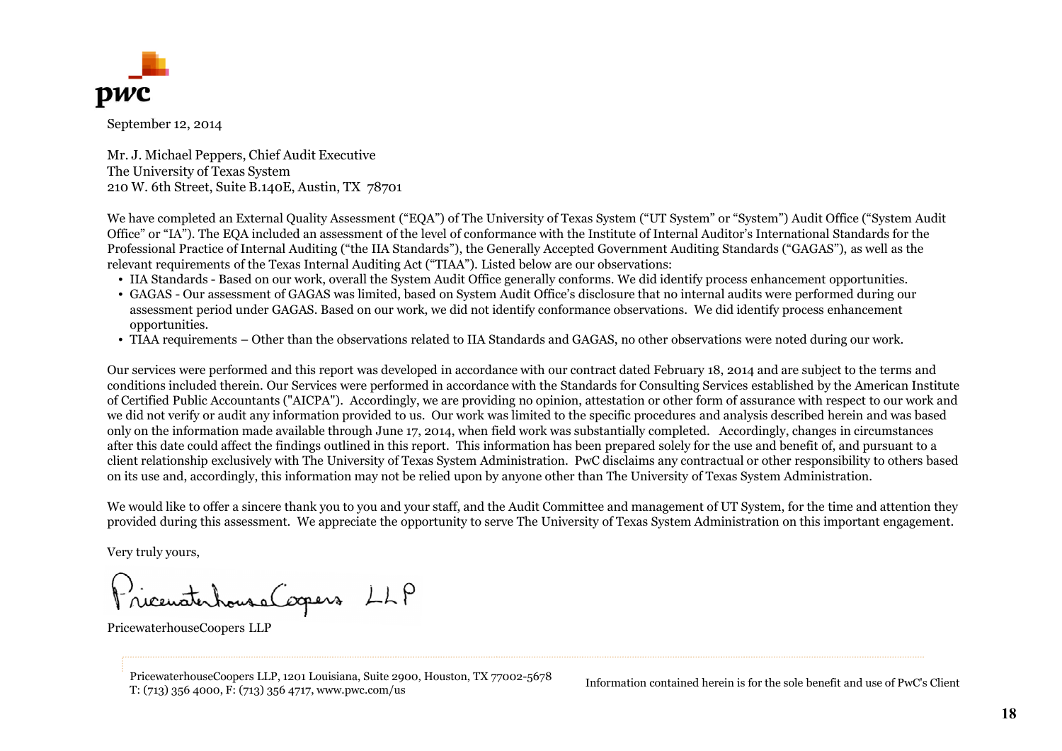September 12, 2014

Mr. J. Michael Peppers, Chief Audit Executive
The University of Texas System
210 W. 6th Street, Suite B.140E, Austin, TX 78701

We have completed an External Quality Assessment ("EQA") of The University of Texas System ("UT System" or "System") Audit Office ("System Audit Office" or "IA"). The EQA included an assessment of the level of conformance with the Institute of Internal Auditor's International Standards for the Professional Practice of Internal Auditing ("the IIA Standards"), the Generally Accepted Government Auditing Standards ("GAGAS"), as well as the relevant requirements of the Texas Internal Auditing Act ("TIAA"). Listed below are our observations:

- IIA Standards - Based on our work, overall the System Audit Office generally conforms. We did identify process enhancement opportunities.
- GAGAS - Our assessment of GAGAS was limited, based on System Audit Office's disclosure that no internal audits were performed during our assessment period under GAGAS. Based on our work, we did not identify conformance observations. We did identify process enhancement opportunities.
- TIAA requirements – Other than the observations related to IIA Standards and GAGAS, no other observations were noted during our work.

Our services were performed and this report was developed in accordance with our contract dated February 18, 2014 and are subject to the terms and conditions included therein. Our Services were performed in accordance with the Standards for Consulting Services established by the American Institute of Certified Public Accountants ("AICPA"). Accordingly, we are providing no opinion, attestation or other form of assurance with respect to our work and we did not verify or audit any information provided to us. Our work was limited to the specific procedures and analysis described herein and was based only on the information made available through June 17, 2014, when field work was substantially completed. Accordingly, changes in circumstances after this date could affect the findings outlined in this report. This information has been prepared solely for the use and benefit of, and pursuant to a client relationship exclusively with The University of Texas System Administration. PwC disclaims any contractual or other responsibility to others based on its use and, accordingly, this information may not be relied upon by anyone other than The University of Texas System Administration.

We would like to offer a sincere thank you to you and your staff, and the Audit Committee and management of UT System, for the time and attention they provided during this assessment. We appreciate the opportunity to serve The University of Texas System Administration on this important engagement.

Very truly yours,

PricewaterhouseCoopers LLP

PricewaterhouseCoopers LLP

PricewaterhouseCoopers LLP, 1201 Louisiana, Suite 2900, Houston, TX 77002-5678
T: (713) 356 4000, F: (713) 356 4717, www.pwc.com/us

Information contained herein is for the sole benefit and use of PwC's Client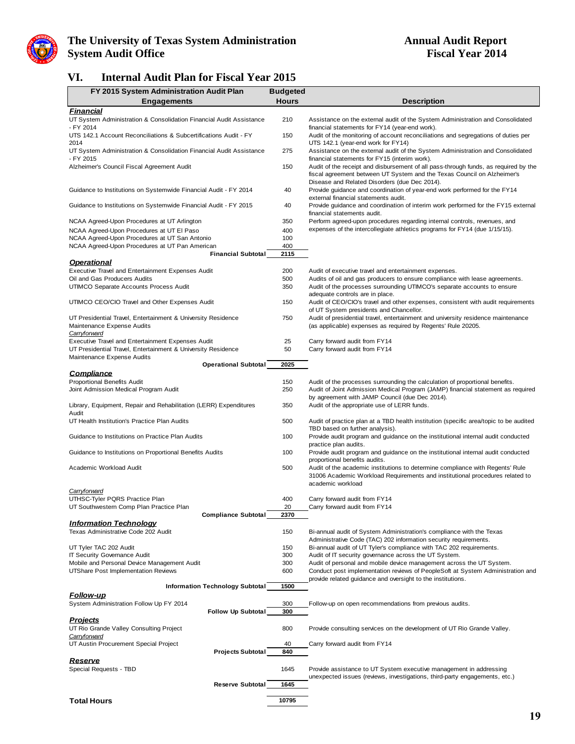## VI. Internal Audit Plan for Fiscal Year 2015

| FY 2015 System Administration Audit Plan Engagements | Budgeted Hours | Description |
|---|---|---|
| ***Financial*** | | |
| UT System Administration & Consolidation Financial Audit Assistance - FY 2014 | 210 | Assistance on the external audit of the System Administration and Consolidated financial statements for FY14 (year-end work). |
| UTS 142.1 Account Reconciliations & Subcertifications Audit - FY 2014 | 150 | Audit of the monitoring of account reconciliations and segregations of duties per UTS 142.1 (year-end work for FY14) |
| UT System Administration & Consolidation Financial Audit Assistance - FY 2015 | 275 | Assistance on the external audit of the System Administration and Consolidated financial statements for FY15 (interim work). |
| Alzheimer's Council Fiscal Agreement Audit | 150 | Audit of the receipt and disbursement of all pass-through funds, as required by the fiscal agreement between UT System and the Texas Council on Alzheimer's Disease and Related Disorders (due Dec 2014). |
| Guidance to Institutions on Systemwide Financial Audit - FY 2014 | 40 | Provide guidance and coordination of year-end work performed for the FY14 external financial statements audit. |
| Guidance to Institutions on Systemwide Financial Audit - FY 2015 | 40 | Provide guidance and coordination of interim work performed for the FY15 external financial statements audit. |
| NCAA Agreed-Upon Procedures at UT Arlington | 350 | Perform agreed-upon procedures regarding internal controls, revenues, and expenses of the intercollegiate athletics programs for FY14 (due 1/15/15). |
| NCAA Agreed-Upon Procedures at UT El Paso | 400 | |
| NCAA Agreed-Upon Procedures at UT San Antonio | 100 | |
| NCAA Agreed-Upon Procedures at UT Pan American | 400 | |
| **Financial Subtotal** | **2115** | |
| ***Operational*** | | |
| Executive Travel and Entertainment Expenses Audit | 200 | Audit of executive travel and entertainment expenses. |
| Oil and Gas Producers Audits | 500 | Audits of oil and gas producers to ensure compliance with lease agreements. |
| UTIMCO Separate Accounts Process Audit | 350 | Audit of the processes surrounding UTIMCO's separate accounts to ensure adequate controls are in place. |
| UTIMCO CEO/CIO Travel and Other Expenses Audit | 150 | Audit of CEO/CIO's travel and other expenses, consistent with audit requirements of UT System presidents and Chancellor. |
| UT Presidential Travel, Entertainment & University Residence Maintenance Expense Audits | 750 | Audit of presidential travel, entertainment and university residence maintenance (as applicable) expenses as required by Regents' Rule 20205. |
| *Carryforward* | | |
| Executive Travel and Entertainment Expenses Audit | 25 | Carry forward audit from FY14 |
| UT Presidential Travel, Entertainment & University Residence Maintenance Expense Audits | 50 | Carry forward audit from FY14 |
| **Operational Subtotal** | **2025** | |
| ***Compliance*** | | |
| Proportional Benefits Audit | 150 | Audit of the processes surrounding the calculation of proportional benefits. |
| Joint Admission Medical Program Audit | 250 | Audit of Joint Admission Medical Program (JAMP) financial statement as required by agreement with JAMP Council (due Dec 2014). |
| Library, Equipment, Repair and Rehabilitation (LERR) Expenditures Audit | 350 | Audit of the appropriate use of LERR funds. |
| UT Health Institution's Practice Plan Audits | 500 | Audit of practice plan at a TBD health institution (specific area/topic to be audited TBD based on further analysis). |
| Guidance to Institutions on Practice Plan Audits | 100 | Provide audit program and guidance on the institutional internal audit conducted practice plan audits. |
| Guidance to Institutions on Proportional Benefits Audits | 100 | Provide audit program and guidance on the institutional internal audit conducted proportional benefits audits. |
| Academic Workload Audit | 500 | Audit of the academic institutions to determine compliance with Regents' Rule 31006 Academic Workload Requirements and institutional procedures related to academic workload |
| *Carryforward* | | |
| UTHSC-Tyler PQRS Practice Plan | 400 | Carry forward audit from FY14 |
| UT Southwestern Comp Plan Practice Plan | 20 | Carry forward audit from FY14 |
| **Compliance Subtotal** | **2370** | |
| ***Information Technology*** | | |
| Texas Administrative Code 202 Audit | 150 | Bi-annual audit of System Administration's compliance with the Texas Administrative Code (TAC) 202 information security requirements. |
| UT Tyler TAC 202 Audit | 150 | Bi-annual audit of UT Tyler's compliance with TAC 202 requirements. |
| IT Security Governance Audit | 300 | Audit of IT security governance across the UT System. |
| Mobile and Personal Device Management Audit | 300 | Audit of personal and mobile device management across the UT System. |
| UTShare Post Implementation Reviews | 600 | Conduct post implementation reviews of PeopleSoft at System Administration and provide related guidance and oversight to the institutions. |
| **Information Technology Subtotal** | **1500** | |
| ***Follow-up*** | | |
| System Administration Follow Up FY 2014 | 300 | Follow-up on open recommendations from previous audits. |
| **Follow Up Subtotal** | **300** | |
| ***Projects*** | | |
| UT Rio Grande Valley Consulting Project | 800 | Provide consulting services on the development of UT Rio Grande Valley. |
| *Carryforward* | | |
| UT Austin Procurement Special Project | 40 | Carry forward audit from FY14 |
| **Projects Subtotal** | **840** | |
| ***Reserve*** | | |
| Special Requests - TBD | 1645 | Provide assistance to UT System executive management in addressing unexpected issues (reviews, investigations, third-party engagements, etc.) |
| **Reserve Subtotal** | **1645** | |
| **Total Hours** | **10795** | |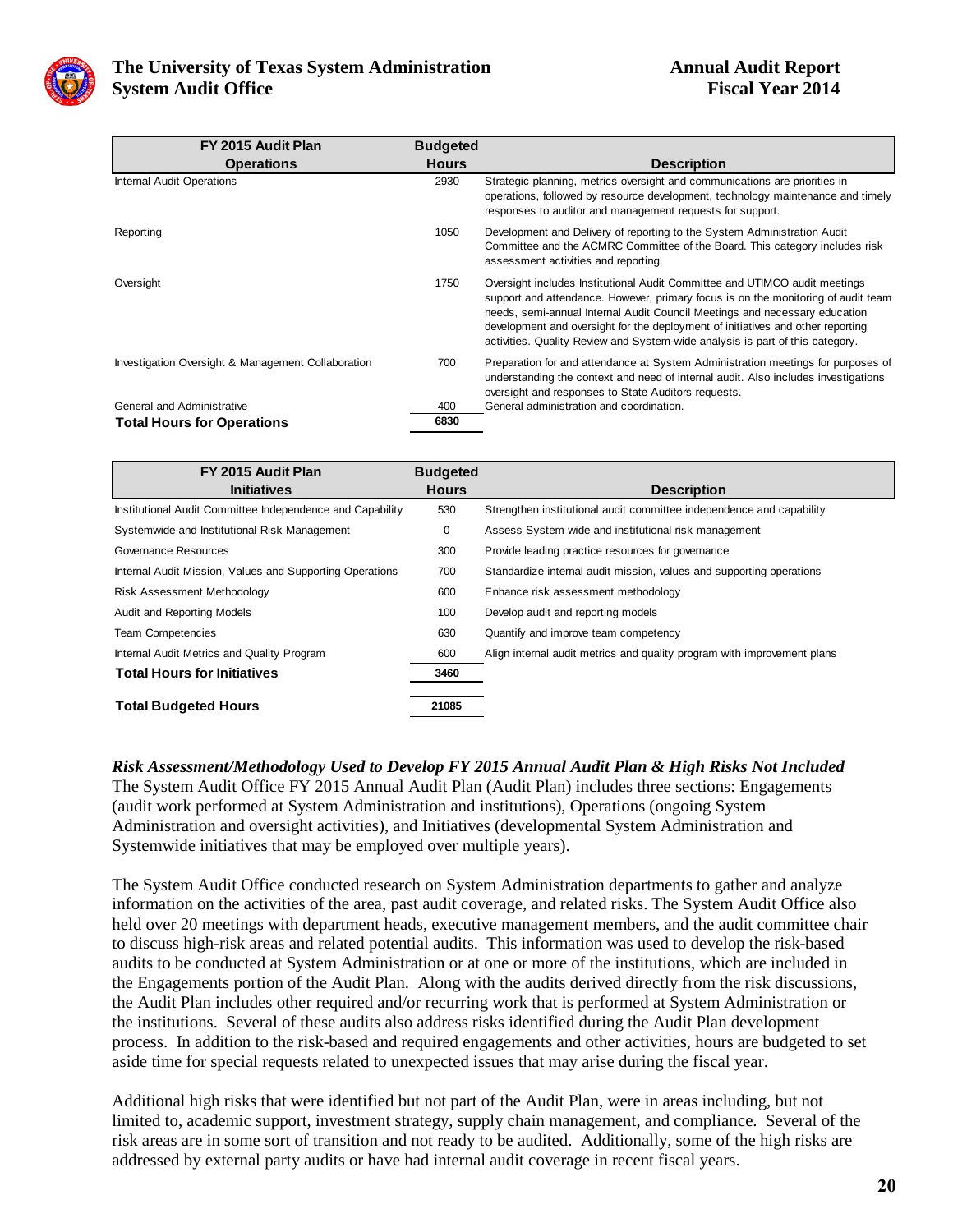| FY 2015 Audit Plan Operations | Budgeted Hours | Description |
|---|---|---|
| Internal Audit Operations | 2930 | Strategic planning, metrics oversight and communications are priorities in operations, followed by resource development, technology maintenance and timely responses to auditor and management requests for support. |
| Reporting | 1050 | Development and Delivery of reporting to the System Administration Audit Committee and the ACMRC Committee of the Board. This category includes risk assessment activities and reporting. |
| Oversight | 1750 | Oversight includes Institutional Audit Committee and UTIMCO audit meetings support and attendance. However, primary focus is on the monitoring of audit team needs, semi-annual Internal Audit Council Meetings and necessary education development and oversight for the deployment of initiatives and other reporting activities. Quality Review and System-wide analysis is part of this category. |
| Investigation Oversight & Management Collaboration | 700 | Preparation for and attendance at System Administration meetings for purposes of understanding the context and need of internal audit. Also includes investigations oversight and responses to State Auditors requests. |
| General and Administrative | 400 | General administration and coordination. |
| **Total Hours for Operations** | **6830** | |

| FY 2015 Audit Plan Initiatives | Budgeted Hours | Description |
|---|---|---|
| Institutional Audit Committee Independence and Capability | 530 | Strengthen institutional audit committee independence and capability |
| Systemwide and Institutional Risk Management | 0 | Assess System wide and institutional risk management |
| Governance Resources | 300 | Provide leading practice resources for governance |
| Internal Audit Mission, Values and Supporting Operations | 700 | Standardize internal audit mission, values and supporting operations |
| Risk Assessment Methodology | 600 | Enhance risk assessment methodology |
| Audit and Reporting Models | 100 | Develop audit and reporting models |
| Team Competencies | 630 | Quantify and improve team competency |
| Internal Audit Metrics and Quality Program | 600 | Align internal audit metrics and quality program with improvement plans |
| **Total Hours for Initiatives** | **3460** | |
| | | |
| **Total Budgeted Hours** | **21085** | |

***Risk Assessment/Methodology Used to Develop FY 2015 Annual Audit Plan & High Risks Not Included***

The System Audit Office FY 2015 Annual Audit Plan (Audit Plan) includes three sections: Engagements (audit work performed at System Administration and institutions), Operations (ongoing System Administration and oversight activities), and Initiatives (developmental System Administration and Systemwide initiatives that may be employed over multiple years).

The System Audit Office conducted research on System Administration departments to gather and analyze information on the activities of the area, past audit coverage, and related risks. The System Audit Office also held over 20 meetings with department heads, executive management members, and the audit committee chair to discuss high-risk areas and related potential audits. This information was used to develop the risk-based audits to be conducted at System Administration or at one or more of the institutions, which are included in the Engagements portion of the Audit Plan. Along with the audits derived directly from the risk discussions, the Audit Plan includes other required and/or recurring work that is performed at System Administration or the institutions. Several of these audits also address risks identified during the Audit Plan development process. In addition to the risk-based and required engagements and other activities, hours are budgeted to set aside time for special requests related to unexpected issues that may arise during the fiscal year.

Additional high risks that were identified but not part of the Audit Plan, were in areas including, but not limited to, academic support, investment strategy, supply chain management, and compliance. Several of the risk areas are in some sort of transition and not ready to be audited. Additionally, some of the high risks are addressed by external party audits or have had internal audit coverage in recent fiscal years.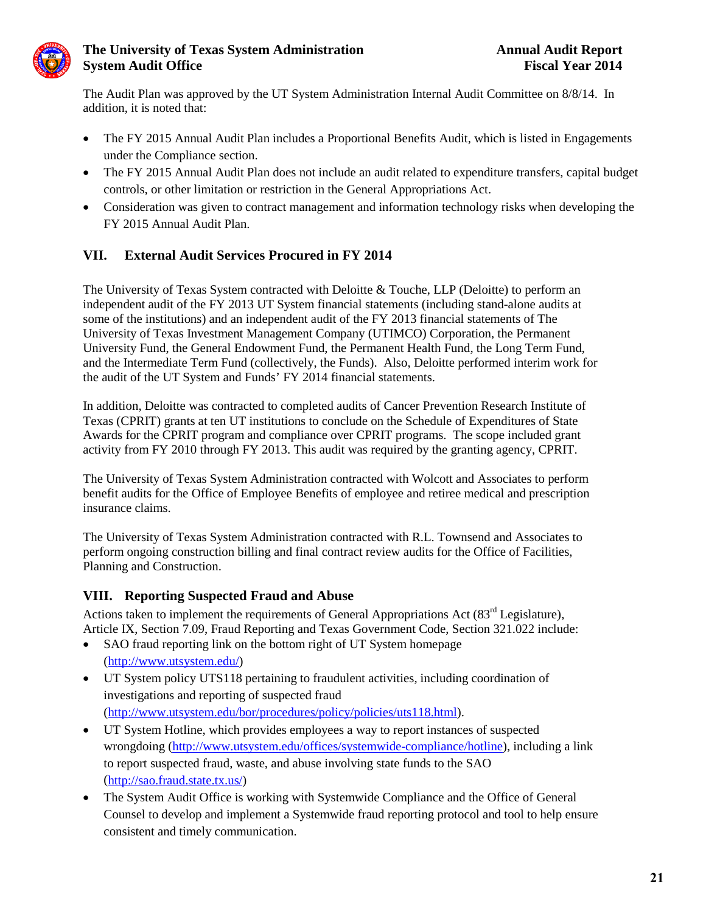The Audit Plan was approved by the UT System Administration Internal Audit Committee on 8/8/14. In addition, it is noted that:

- The FY 2015 Annual Audit Plan includes a Proportional Benefits Audit, which is listed in Engagements under the Compliance section.
- The FY 2015 Annual Audit Plan does not include an audit related to expenditure transfers, capital budget controls, or other limitation or restriction in the General Appropriations Act.
- Consideration was given to contract management and information technology risks when developing the FY 2015 Annual Audit Plan.

## VII. External Audit Services Procured in FY 2014

The University of Texas System contracted with Deloitte & Touche, LLP (Deloitte) to perform an independent audit of the FY 2013 UT System financial statements (including stand-alone audits at some of the institutions) and an independent audit of the FY 2013 financial statements of The University of Texas Investment Management Company (UTIMCO) Corporation, the Permanent University Fund, the General Endowment Fund, the Permanent Health Fund, the Long Term Fund, and the Intermediate Term Fund (collectively, the Funds). Also, Deloitte performed interim work for the audit of the UT System and Funds' FY 2014 financial statements.

In addition, Deloitte was contracted to completed audits of Cancer Prevention Research Institute of Texas (CPRIT) grants at ten UT institutions to conclude on the Schedule of Expenditures of State Awards for the CPRIT program and compliance over CPRIT programs. The scope included grant activity from FY 2010 through FY 2013. This audit was required by the granting agency, CPRIT.

The University of Texas System Administration contracted with Wolcott and Associates to perform benefit audits for the Office of Employee Benefits of employee and retiree medical and prescription insurance claims.

The University of Texas System Administration contracted with R.L. Townsend and Associates to perform ongoing construction billing and final contract review audits for the Office of Facilities, Planning and Construction.

## VIII. Reporting Suspected Fraud and Abuse

Actions taken to implement the requirements of General Appropriations Act (83rd Legislature), Article IX, Section 7.09, Fraud Reporting and Texas Government Code, Section 321.022 include:

- SAO fraud reporting link on the bottom right of UT System homepage (http://www.utsystem.edu/)
- UT System policy UTS118 pertaining to fraudulent activities, including coordination of investigations and reporting of suspected fraud (http://www.utsystem.edu/bor/procedures/policy/policies/uts118.html).
- UT System Hotline, which provides employees a way to report instances of suspected wrongdoing (http://www.utsystem.edu/offices/systemwide-compliance/hotline), including a link to report suspected fraud, waste, and abuse involving state funds to the SAO (http://sao.fraud.state.tx.us/)
- The System Audit Office is working with Systemwide Compliance and the Office of General Counsel to develop and implement a Systemwide fraud reporting protocol and tool to help ensure consistent and timely communication.